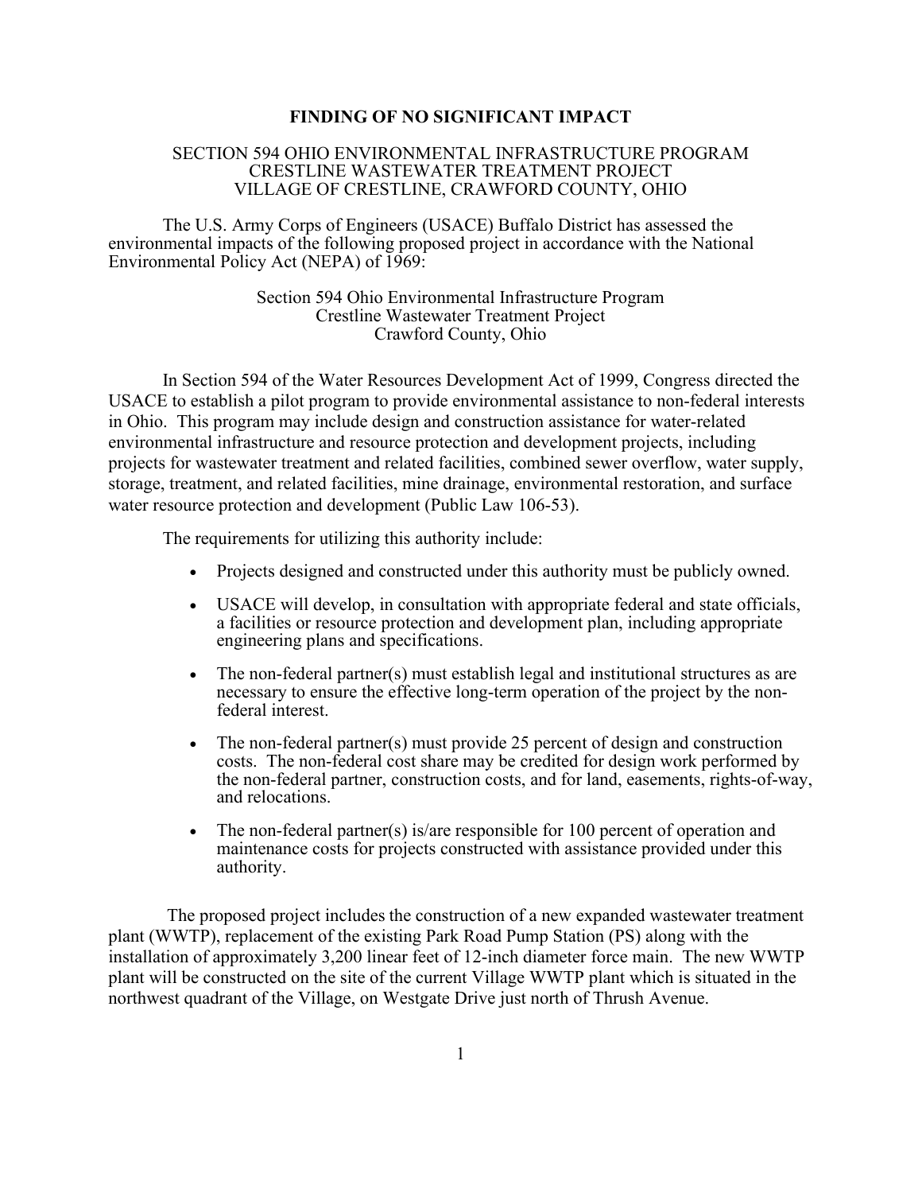# FINDING OF NO SIGNIFICANT IMPACT

SECTION 594 OHIO ENVIRONMENTAL INFRASTRUCTURE PROGRAM
CRESTLINE WASTEWATER TREATMENT PROJECT
VILLAGE OF CRESTLINE, CRAWFORD COUNTY, OHIO

The U.S. Army Corps of Engineers (USACE) Buffalo District has assessed the environmental impacts of the following proposed project in accordance with the National Environmental Policy Act (NEPA) of 1969:

Section 594 Ohio Environmental Infrastructure Program
Crestline Wastewater Treatment Project
Crawford County, Ohio

In Section 594 of the Water Resources Development Act of 1999, Congress directed the USACE to establish a pilot program to provide environmental assistance to non-federal interests in Ohio. This program may include design and construction assistance for water-related environmental infrastructure and resource protection and development projects, including projects for wastewater treatment and related facilities, combined sewer overflow, water supply, storage, treatment, and related facilities, mine drainage, environmental restoration, and surface water resource protection and development (Public Law 106-53).

The requirements for utilizing this authority include:

- Projects designed and constructed under this authority must be publicly owned.
- USACE will develop, in consultation with appropriate federal and state officials, a facilities or resource protection and development plan, including appropriate engineering plans and specifications.
- The non-federal partner(s) must establish legal and institutional structures as are necessary to ensure the effective long-term operation of the project by the non-federal interest.
- The non-federal partner(s) must provide 25 percent of design and construction costs. The non-federal cost share may be credited for design work performed by the non-federal partner, construction costs, and for land, easements, rights-of-way, and relocations.
- The non-federal partner(s) is/are responsible for 100 percent of operation and maintenance costs for projects constructed with assistance provided under this authority.

The proposed project includes the construction of a new expanded wastewater treatment plant (WWTP), replacement of the existing Park Road Pump Station (PS) along with the installation of approximately 3,200 linear feet of 12-inch diameter force main. The new WWTP plant will be constructed on the site of the current Village WWTP plant which is situated in the northwest quadrant of the Village, on Westgate Drive just north of Thrush Avenue.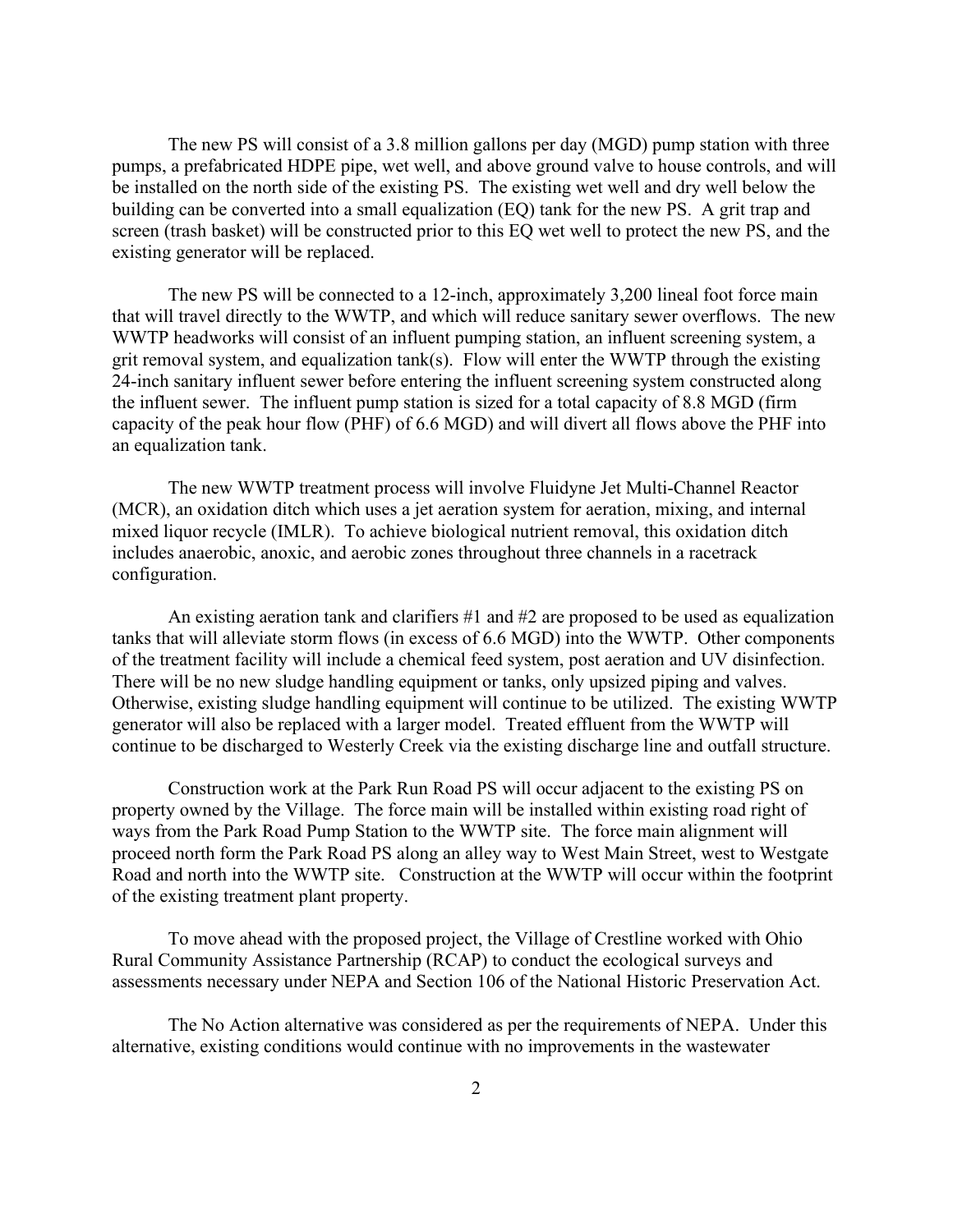The new PS will consist of a 3.8 million gallons per day (MGD) pump station with three pumps, a prefabricated HDPE pipe, wet well, and above ground valve to house controls, and will be installed on the north side of the existing PS. The existing wet well and dry well below the building can be converted into a small equalization (EQ) tank for the new PS. A grit trap and screen (trash basket) will be constructed prior to this EQ wet well to protect the new PS, and the existing generator will be replaced.

The new PS will be connected to a 12-inch, approximately 3,200 lineal foot force main that will travel directly to the WWTP, and which will reduce sanitary sewer overflows. The new WWTP headworks will consist of an influent pumping station, an influent screening system, a grit removal system, and equalization tank(s). Flow will enter the WWTP through the existing 24-inch sanitary influent sewer before entering the influent screening system constructed along the influent sewer. The influent pump station is sized for a total capacity of 8.8 MGD (firm capacity of the peak hour flow (PHF) of 6.6 MGD) and will divert all flows above the PHF into an equalization tank.

The new WWTP treatment process will involve Fluidyne Jet Multi-Channel Reactor (MCR), an oxidation ditch which uses a jet aeration system for aeration, mixing, and internal mixed liquor recycle (IMLR). To achieve biological nutrient removal, this oxidation ditch includes anaerobic, anoxic, and aerobic zones throughout three channels in a racetrack configuration.

An existing aeration tank and clarifiers #1 and #2 are proposed to be used as equalization tanks that will alleviate storm flows (in excess of 6.6 MGD) into the WWTP. Other components of the treatment facility will include a chemical feed system, post aeration and UV disinfection. There will be no new sludge handling equipment or tanks, only upsized piping and valves. Otherwise, existing sludge handling equipment will continue to be utilized. The existing WWTP generator will also be replaced with a larger model. Treated effluent from the WWTP will continue to be discharged to Westerly Creek via the existing discharge line and outfall structure.

Construction work at the Park Run Road PS will occur adjacent to the existing PS on property owned by the Village. The force main will be installed within existing road right of ways from the Park Road Pump Station to the WWTP site. The force main alignment will proceed north form the Park Road PS along an alley way to West Main Street, west to Westgate Road and north into the WWTP site. Construction at the WWTP will occur within the footprint of the existing treatment plant property.

To move ahead with the proposed project, the Village of Crestline worked with Ohio Rural Community Assistance Partnership (RCAP) to conduct the ecological surveys and assessments necessary under NEPA and Section 106 of the National Historic Preservation Act.

The No Action alternative was considered as per the requirements of NEPA. Under this alternative, existing conditions would continue with no improvements in the wastewater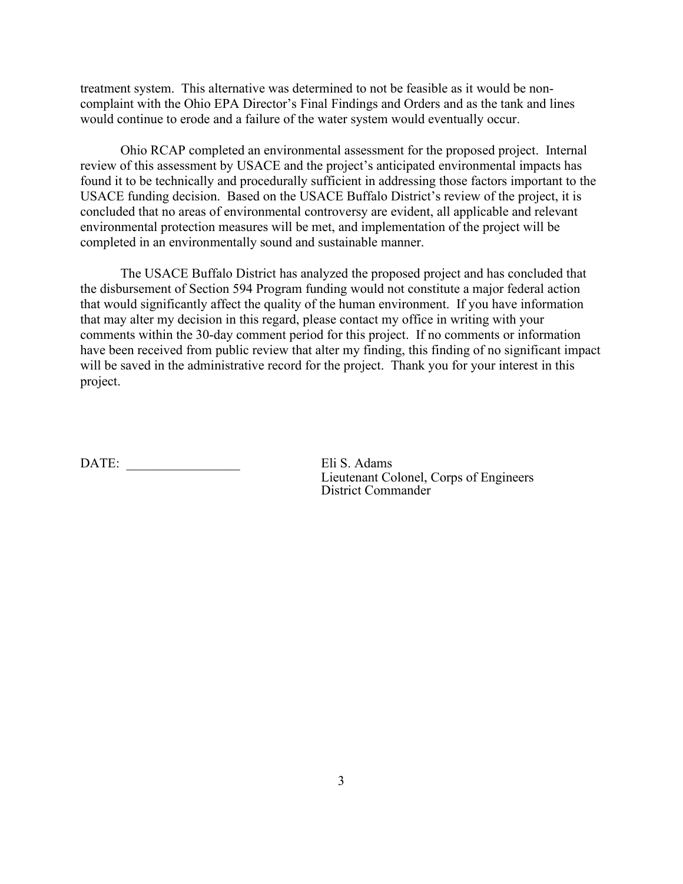treatment system. This alternative was determined to not be feasible as it would be non-complaint with the Ohio EPA Director's Final Findings and Orders and as the tank and lines would continue to erode and a failure of the water system would eventually occur.

Ohio RCAP completed an environmental assessment for the proposed project. Internal review of this assessment by USACE and the project's anticipated environmental impacts has found it to be technically and procedurally sufficient in addressing those factors important to the USACE funding decision. Based on the USACE Buffalo District's review of the project, it is concluded that no areas of environmental controversy are evident, all applicable and relevant environmental protection measures will be met, and implementation of the project will be completed in an environmentally sound and sustainable manner.

The USACE Buffalo District has analyzed the proposed project and has concluded that the disbursement of Section 594 Program funding would not constitute a major federal action that would significantly affect the quality of the human environment. If you have information that may alter my decision in this regard, please contact my office in writing with your comments within the 30-day comment period for this project. If no comments or information have been received from public review that alter my finding, this finding of no significant impact will be saved in the administrative record for the project. Thank you for your interest in this project.

DATE: _________________

Eli S. Adams
Lieutenant Colonel, Corps of Engineers
District Commander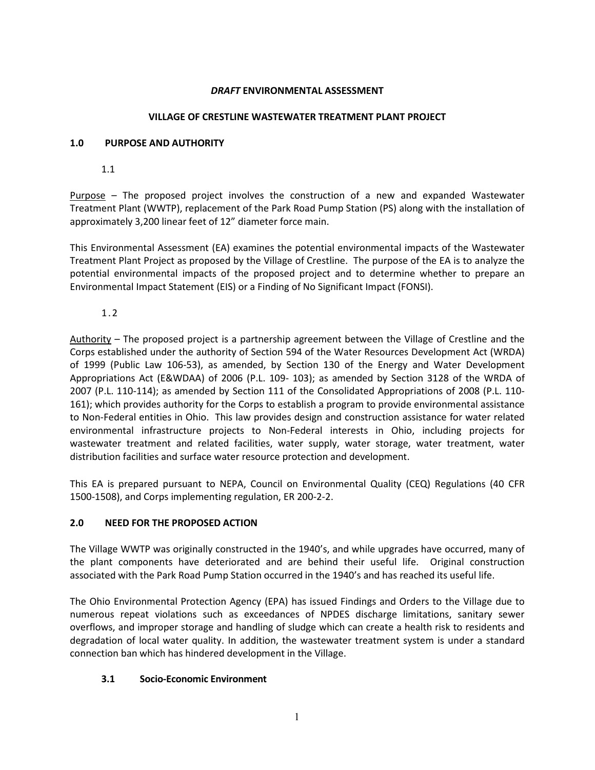***DRAFT* ENVIRONMENTAL ASSESSMENT**

**VILLAGE OF CRESTLINE WASTEWATER TREATMENT PLANT PROJECT**

## 1.0 PURPOSE AND AUTHORITY

1.1

Purpose – The proposed project involves the construction of a new and expanded Wastewater Treatment Plant (WWTP), replacement of the Park Road Pump Station (PS) along with the installation of approximately 3,200 linear feet of 12" diameter force main.

This Environmental Assessment (EA) examines the potential environmental impacts of the Wastewater Treatment Plant Project as proposed by the Village of Crestline. The purpose of the EA is to analyze the potential environmental impacts of the proposed project and to determine whether to prepare an Environmental Impact Statement (EIS) or a Finding of No Significant Impact (FONSI).

1.2

Authority – The proposed project is a partnership agreement between the Village of Crestline and the Corps established under the authority of Section 594 of the Water Resources Development Act (WRDA) of 1999 (Public Law 106-53), as amended, by Section 130 of the Energy and Water Development Appropriations Act (E&WDAA) of 2006 (P.L. 109- 103); as amended by Section 3128 of the WRDA of 2007 (P.L. 110-114); as amended by Section 111 of the Consolidated Appropriations of 2008 (P.L. 110-161); which provides authority for the Corps to establish a program to provide environmental assistance to Non-Federal entities in Ohio. This law provides design and construction assistance for water related environmental infrastructure projects to Non-Federal interests in Ohio, including projects for wastewater treatment and related facilities, water supply, water storage, water treatment, water distribution facilities and surface water resource protection and development.

This EA is prepared pursuant to NEPA, Council on Environmental Quality (CEQ) Regulations (40 CFR 1500-1508), and Corps implementing regulation, ER 200-2-2.

## 2.0 NEED FOR THE PROPOSED ACTION

The Village WWTP was originally constructed in the 1940's, and while upgrades have occurred, many of the plant components have deteriorated and are behind their useful life. Original construction associated with the Park Road Pump Station occurred in the 1940's and has reached its useful life.

The Ohio Environmental Protection Agency (EPA) has issued Findings and Orders to the Village due to numerous repeat violations such as exceedances of NPDES discharge limitations, sanitary sewer overflows, and improper storage and handling of sludge which can create a health risk to residents and degradation of local water quality. In addition, the wastewater treatment system is under a standard connection ban which has hindered development in the Village.

### 3.1 Socio-Economic Environment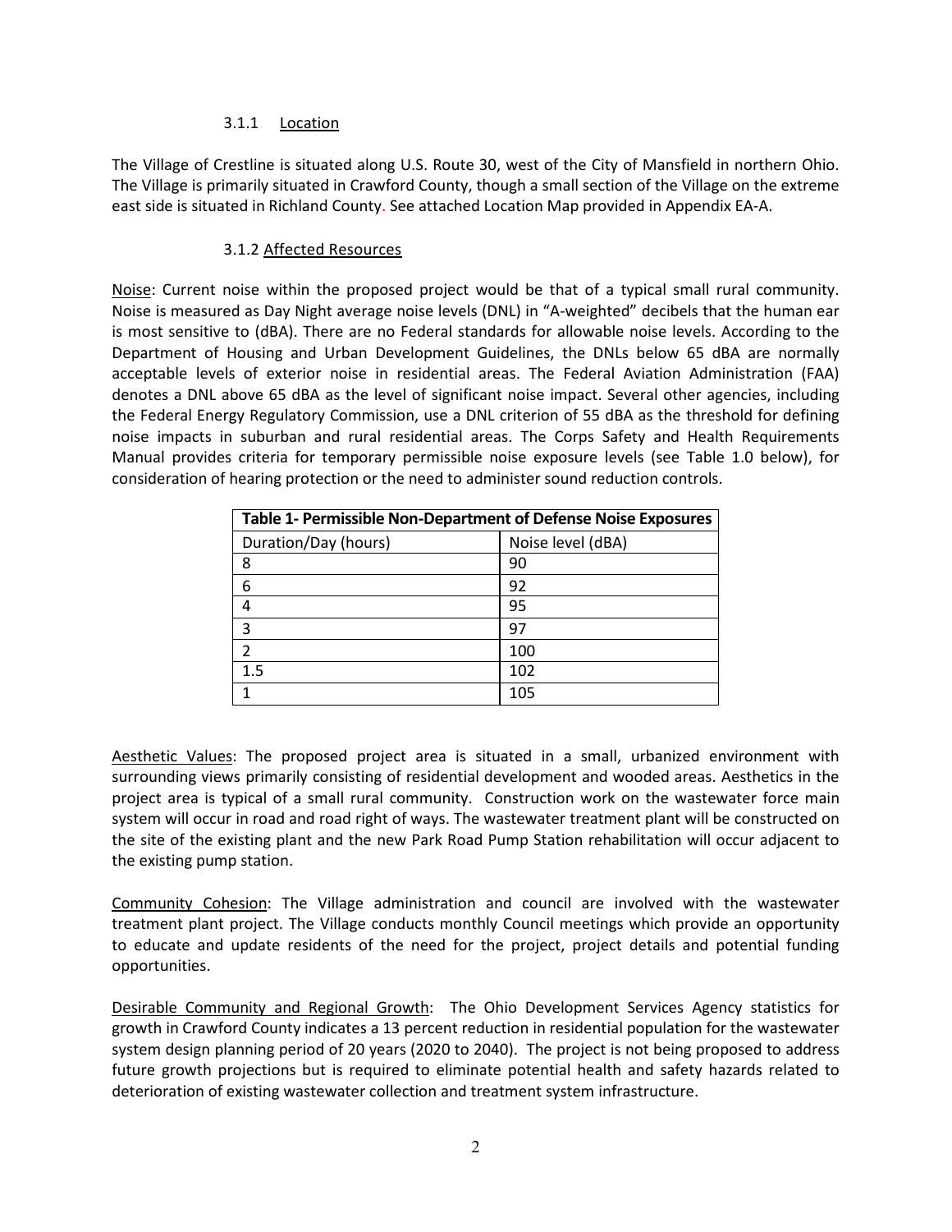### 3.1.1 Location

The Village of Crestline is situated along U.S. Route 30, west of the City of Mansfield in northern Ohio. The Village is primarily situated in Crawford County, though a small section of the Village on the extreme east side is situated in Richland County. See attached Location Map provided in Appendix EA-A.

### 3.1.2 Affected Resources

Noise: Current noise within the proposed project would be that of a typical small rural community. Noise is measured as Day Night average noise levels (DNL) in "A-weighted" decibels that the human ear is most sensitive to (dBA). There are no Federal standards for allowable noise levels. According to the Department of Housing and Urban Development Guidelines, the DNLs below 65 dBA are normally acceptable levels of exterior noise in residential areas. The Federal Aviation Administration (FAA) denotes a DNL above 65 dBA as the level of significant noise impact. Several other agencies, including the Federal Energy Regulatory Commission, use a DNL criterion of 55 dBA as the threshold for defining noise impacts in suburban and rural residential areas. The Corps Safety and Health Requirements Manual provides criteria for temporary permissible noise exposure levels (see Table 1.0 below), for consideration of hearing protection or the need to administer sound reduction controls.

**Table 1- Permissible Non-Department of Defense Noise Exposures**

| Duration/Day (hours) | Noise level (dBA) |
|---|---|
| 8 | 90 |
| 6 | 92 |
| 4 | 95 |
| 3 | 97 |
| 2 | 100 |
| 1.5 | 102 |
| 1 | 105 |

Aesthetic Values: The proposed project area is situated in a small, urbanized environment with surrounding views primarily consisting of residential development and wooded areas. Aesthetics in the project area is typical of a small rural community. Construction work on the wastewater force main system will occur in road and road right of ways. The wastewater treatment plant will be constructed on the site of the existing plant and the new Park Road Pump Station rehabilitation will occur adjacent to the existing pump station.

Community Cohesion: The Village administration and council are involved with the wastewater treatment plant project. The Village conducts monthly Council meetings which provide an opportunity to educate and update residents of the need for the project, project details and potential funding opportunities.

Desirable Community and Regional Growth: The Ohio Development Services Agency statistics for growth in Crawford County indicates a 13 percent reduction in residential population for the wastewater system design planning period of 20 years (2020 to 2040). The project is not being proposed to address future growth projections but is required to eliminate potential health and safety hazards related to deterioration of existing wastewater collection and treatment system infrastructure.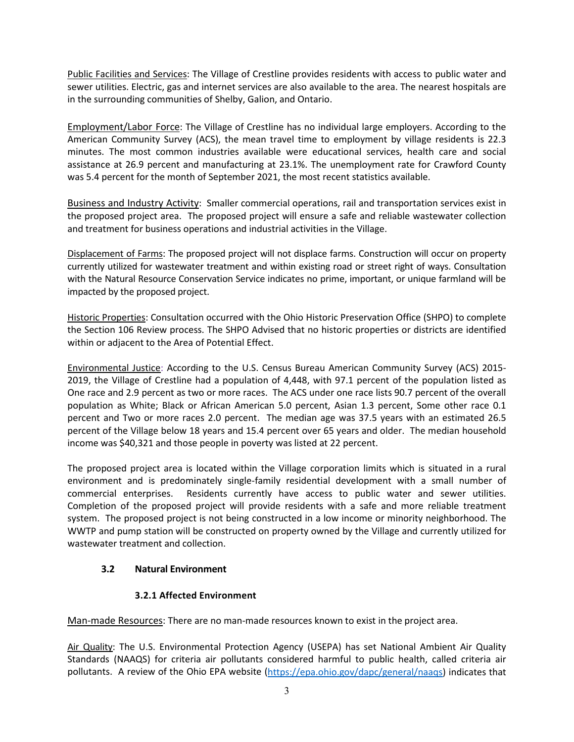Public Facilities and Services: The Village of Crestline provides residents with access to public water and sewer utilities. Electric, gas and internet services are also available to the area. The nearest hospitals are in the surrounding communities of Shelby, Galion, and Ontario.

Employment/Labor Force: The Village of Crestline has no individual large employers. According to the American Community Survey (ACS), the mean travel time to employment by village residents is 22.3 minutes. The most common industries available were educational services, health care and social assistance at 26.9 percent and manufacturing at 23.1%. The unemployment rate for Crawford County was 5.4 percent for the month of September 2021, the most recent statistics available.

Business and Industry Activity: Smaller commercial operations, rail and transportation services exist in the proposed project area. The proposed project will ensure a safe and reliable wastewater collection and treatment for business operations and industrial activities in the Village.

Displacement of Farms: The proposed project will not displace farms. Construction will occur on property currently utilized for wastewater treatment and within existing road or street right of ways. Consultation with the Natural Resource Conservation Service indicates no prime, important, or unique farmland will be impacted by the proposed project.

Historic Properties: Consultation occurred with the Ohio Historic Preservation Office (SHPO) to complete the Section 106 Review process. The SHPO Advised that no historic properties or districts are identified within or adjacent to the Area of Potential Effect.

Environmental Justice: According to the U.S. Census Bureau American Community Survey (ACS) 2015-2019, the Village of Crestline had a population of 4,448, with 97.1 percent of the population listed as One race and 2.9 percent as two or more races. The ACS under one race lists 90.7 percent of the overall population as White; Black or African American 5.0 percent, Asian 1.3 percent, Some other race 0.1 percent and Two or more races 2.0 percent. The median age was 37.5 years with an estimated 26.5 percent of the Village below 18 years and 15.4 percent over 65 years and older. The median household income was $40,321 and those people in poverty was listed at 22 percent.

The proposed project area is located within the Village corporation limits which is situated in a rural environment and is predominately single-family residential development with a small number of commercial enterprises. Residents currently have access to public water and sewer utilities. Completion of the proposed project will provide residents with a safe and more reliable treatment system. The proposed project is not being constructed in a low income or minority neighborhood. The WWTP and pump station will be constructed on property owned by the Village and currently utilized for wastewater treatment and collection.

### 3.2 Natural Environment

#### 3.2.1 Affected Environment

Man-made Resources: There are no man-made resources known to exist in the project area.

Air Quality: The U.S. Environmental Protection Agency (USEPA) has set National Ambient Air Quality Standards (NAAQS) for criteria air pollutants considered harmful to public health, called criteria air pollutants. A review of the Ohio EPA website (https://epa.ohio.gov/dapc/general/naaqs) indicates that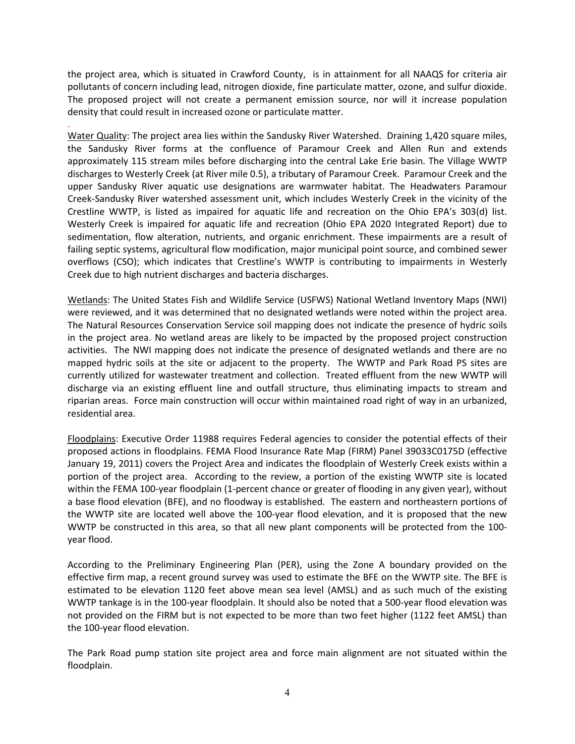the project area, which is situated in Crawford County, is in attainment for all NAAQS for criteria air pollutants of concern including lead, nitrogen dioxide, fine particulate matter, ozone, and sulfur dioxide. The proposed project will not create a permanent emission source, nor will it increase population density that could result in increased ozone or particulate matter.

.

Water Quality: The project area lies within the Sandusky River Watershed. Draining 1,420 square miles, the Sandusky River forms at the confluence of Paramour Creek and Allen Run and extends approximately 115 stream miles before discharging into the central Lake Erie basin. The Village WWTP discharges to Westerly Creek (at River mile 0.5), a tributary of Paramour Creek. Paramour Creek and the upper Sandusky River aquatic use designations are warmwater habitat. The Headwaters Paramour Creek-Sandusky River watershed assessment unit, which includes Westerly Creek in the vicinity of the Crestline WWTP, is listed as impaired for aquatic life and recreation on the Ohio EPA's 303(d) list. Westerly Creek is impaired for aquatic life and recreation (Ohio EPA 2020 Integrated Report) due to sedimentation, flow alteration, nutrients, and organic enrichment. These impairments are a result of failing septic systems, agricultural flow modification, major municipal point source, and combined sewer overflows (CSO); which indicates that Crestline's WWTP is contributing to impairments in Westerly Creek due to high nutrient discharges and bacteria discharges.

Wetlands: The United States Fish and Wildlife Service (USFWS) National Wetland Inventory Maps (NWI) were reviewed, and it was determined that no designated wetlands were noted within the project area. The Natural Resources Conservation Service soil mapping does not indicate the presence of hydric soils in the project area. No wetland areas are likely to be impacted by the proposed project construction activities. The NWI mapping does not indicate the presence of designated wetlands and there are no mapped hydric soils at the site or adjacent to the property. The WWTP and Park Road PS sites are currently utilized for wastewater treatment and collection. Treated effluent from the new WWTP will discharge via an existing effluent line and outfall structure, thus eliminating impacts to stream and riparian areas. Force main construction will occur within maintained road right of way in an urbanized, residential area.

Floodplains: Executive Order 11988 requires Federal agencies to consider the potential effects of their proposed actions in floodplains. FEMA Flood Insurance Rate Map (FIRM) Panel 39033C0175D (effective January 19, 2011) covers the Project Area and indicates the floodplain of Westerly Creek exists within a portion of the project area. According to the review, a portion of the existing WWTP site is located within the FEMA 100-year floodplain (1-percent chance or greater of flooding in any given year), without a base flood elevation (BFE), and no floodway is established. The eastern and northeastern portions of the WWTP site are located well above the 100-year flood elevation, and it is proposed that the new WWTP be constructed in this area, so that all new plant components will be protected from the 100-year flood.

According to the Preliminary Engineering Plan (PER), using the Zone A boundary provided on the effective firm map, a recent ground survey was used to estimate the BFE on the WWTP site. The BFE is estimated to be elevation 1120 feet above mean sea level (AMSL) and as such much of the existing WWTP tankage is in the 100-year floodplain. It should also be noted that a 500-year flood elevation was not provided on the FIRM but is not expected to be more than two feet higher (1122 feet AMSL) than the 100-year flood elevation.

The Park Road pump station site project area and force main alignment are not situated within the floodplain.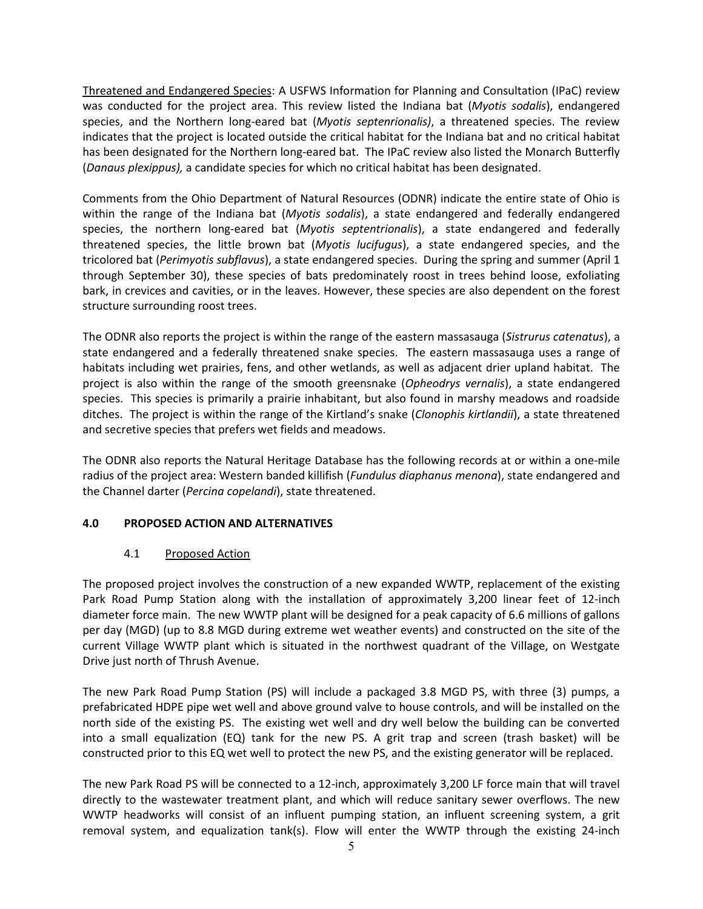<u>Threatened and Endangered Species</u>: A USFWS Information for Planning and Consultation (IPaC) review was conducted for the project area. This review listed the Indiana bat (*Myotis sodalis*), endangered species, and the Northern long-eared bat (*Myotis septenrionalis)*, a threatened species. The review indicates that the project is located outside the critical habitat for the Indiana bat and no critical habitat has been designated for the Northern long-eared bat. The IPaC review also listed the Monarch Butterfly (*Danaus plexippus),* a candidate species for which no critical habitat has been designated.

Comments from the Ohio Department of Natural Resources (ODNR) indicate the entire state of Ohio is within the range of the Indiana bat (*Myotis sodalis*), a state endangered and federally endangered species, the northern long-eared bat (*Myotis septentrionalis*), a state endangered and federally threatened species, the little brown bat (*Myotis lucifugus*), a state endangered species, and the tricolored bat (*Perimyotis subflavus*), a state endangered species. During the spring and summer (April 1 through September 30), these species of bats predominately roost in trees behind loose, exfoliating bark, in crevices and cavities, or in the leaves. However, these species are also dependent on the forest structure surrounding roost trees.

The ODNR also reports the project is within the range of the eastern massasauga (*Sistrurus catenatus*), a state endangered and a federally threatened snake species. The eastern massasauga uses a range of habitats including wet prairies, fens, and other wetlands, as well as adjacent drier upland habitat. The project is also within the range of the smooth greensnake (*Opheodrys vernalis*), a state endangered species. This species is primarily a prairie inhabitant, but also found in marshy meadows and roadside ditches. The project is within the range of the Kirtland's snake (*Clonophis kirtlandii*), a state threatened and secretive species that prefers wet fields and meadows.

The ODNR also reports the Natural Heritage Database has the following records at or within a one-mile radius of the project area: Western banded killifish (*Fundulus diaphanus menona*), state endangered and the Channel darter (*Percina copelandi*), state threatened.

## 4.0 PROPOSED ACTION AND ALTERNATIVES

### 4.1 <u>Proposed Action</u>

The proposed project involves the construction of a new expanded WWTP, replacement of the existing Park Road Pump Station along with the installation of approximately 3,200 linear feet of 12-inch diameter force main. The new WWTP plant will be designed for a peak capacity of 6.6 millions of gallons per day (MGD) (up to 8.8 MGD during extreme wet weather events) and constructed on the site of the current Village WWTP plant which is situated in the northwest quadrant of the Village, on Westgate Drive just north of Thrush Avenue.

The new Park Road Pump Station (PS) will include a packaged 3.8 MGD PS, with three (3) pumps, a prefabricated HDPE pipe wet well and above ground valve to house controls, and will be installed on the north side of the existing PS. The existing wet well and dry well below the building can be converted into a small equalization (EQ) tank for the new PS. A grit trap and screen (trash basket) will be constructed prior to this EQ wet well to protect the new PS, and the existing generator will be replaced.

The new Park Road PS will be connected to a 12-inch, approximately 3,200 LF force main that will travel directly to the wastewater treatment plant, and which will reduce sanitary sewer overflows. The new WWTP headworks will consist of an influent pumping station, an influent screening system, a grit removal system, and equalization tank(s). Flow will enter the WWTP through the existing 24-inch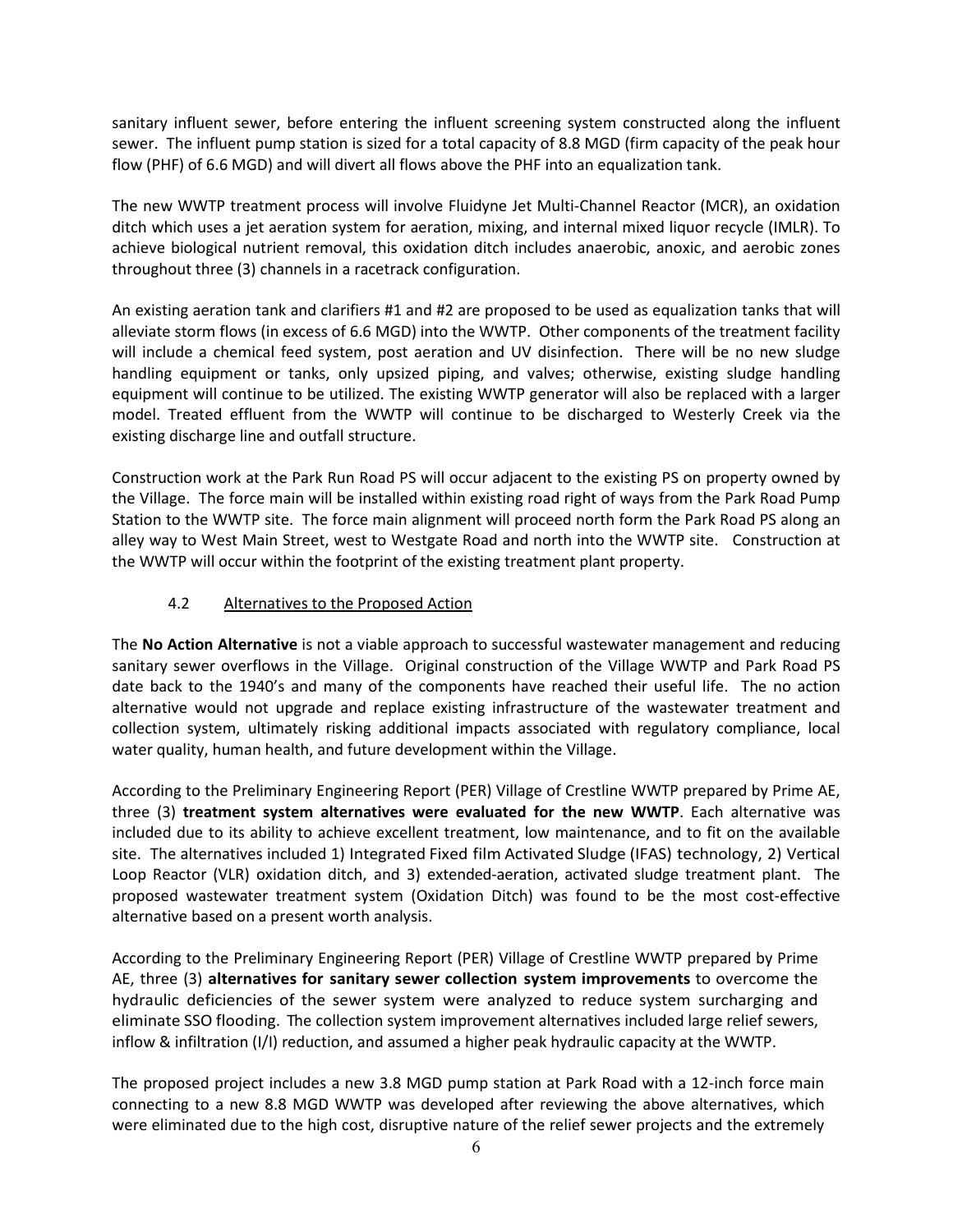sanitary influent sewer, before entering the influent screening system constructed along the influent sewer. The influent pump station is sized for a total capacity of 8.8 MGD (firm capacity of the peak hour flow (PHF) of 6.6 MGD) and will divert all flows above the PHF into an equalization tank.

The new WWTP treatment process will involve Fluidyne Jet Multi-Channel Reactor (MCR), an oxidation ditch which uses a jet aeration system for aeration, mixing, and internal mixed liquor recycle (IMLR). To achieve biological nutrient removal, this oxidation ditch includes anaerobic, anoxic, and aerobic zones throughout three (3) channels in a racetrack configuration.

An existing aeration tank and clarifiers #1 and #2 are proposed to be used as equalization tanks that will alleviate storm flows (in excess of 6.6 MGD) into the WWTP. Other components of the treatment facility will include a chemical feed system, post aeration and UV disinfection. There will be no new sludge handling equipment or tanks, only upsized piping, and valves; otherwise, existing sludge handling equipment will continue to be utilized. The existing WWTP generator will also be replaced with a larger model. Treated effluent from the WWTP will continue to be discharged to Westerly Creek via the existing discharge line and outfall structure.

Construction work at the Park Run Road PS will occur adjacent to the existing PS on property owned by the Village. The force main will be installed within existing road right of ways from the Park Road Pump Station to the WWTP site. The force main alignment will proceed north form the Park Road PS along an alley way to West Main Street, west to Westgate Road and north into the WWTP site. Construction at the WWTP will occur within the footprint of the existing treatment plant property.

### 4.2 Alternatives to the Proposed Action

The **No Action Alternative** is not a viable approach to successful wastewater management and reducing sanitary sewer overflows in the Village. Original construction of the Village WWTP and Park Road PS date back to the 1940's and many of the components have reached their useful life. The no action alternative would not upgrade and replace existing infrastructure of the wastewater treatment and collection system, ultimately risking additional impacts associated with regulatory compliance, local water quality, human health, and future development within the Village.

According to the Preliminary Engineering Report (PER) Village of Crestline WWTP prepared by Prime AE, three (3) **treatment system alternatives were evaluated for the new WWTP**. Each alternative was included due to its ability to achieve excellent treatment, low maintenance, and to fit on the available site. The alternatives included 1) Integrated Fixed film Activated Sludge (IFAS) technology, 2) Vertical Loop Reactor (VLR) oxidation ditch, and 3) extended-aeration, activated sludge treatment plant. The proposed wastewater treatment system (Oxidation Ditch) was found to be the most cost-effective alternative based on a present worth analysis.

According to the Preliminary Engineering Report (PER) Village of Crestline WWTP prepared by Prime AE, three (3) **alternatives for sanitary sewer collection system improvements** to overcome the hydraulic deficiencies of the sewer system were analyzed to reduce system surcharging and eliminate SSO flooding. The collection system improvement alternatives included large relief sewers, inflow & infiltration (I/I) reduction, and assumed a higher peak hydraulic capacity at the WWTP.

The proposed project includes a new 3.8 MGD pump station at Park Road with a 12-inch force main connecting to a new 8.8 MGD WWTP was developed after reviewing the above alternatives, which were eliminated due to the high cost, disruptive nature of the relief sewer projects and the extremely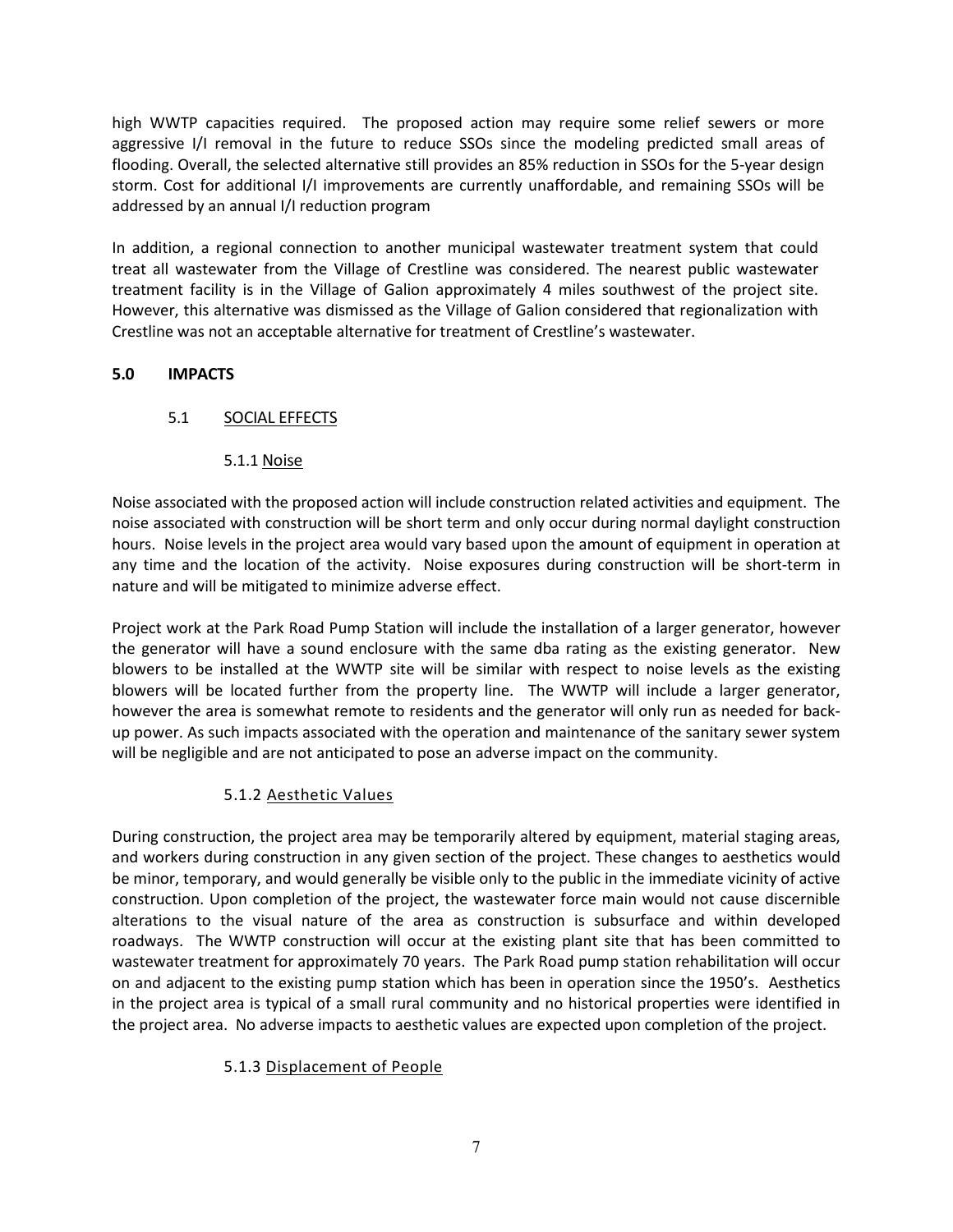high WWTP capacities required. The proposed action may require some relief sewers or more aggressive I/I removal in the future to reduce SSOs since the modeling predicted small areas of flooding. Overall, the selected alternative still provides an 85% reduction in SSOs for the 5-year design storm. Cost for additional I/I improvements are currently unaffordable, and remaining SSOs will be addressed by an annual I/I reduction program

In addition, a regional connection to another municipal wastewater treatment system that could treat all wastewater from the Village of Crestline was considered. The nearest public wastewater treatment facility is in the Village of Galion approximately 4 miles southwest of the project site. However, this alternative was dismissed as the Village of Galion considered that regionalization with Crestline was not an acceptable alternative for treatment of Crestline's wastewater.

## 5.0 IMPACTS

### 5.1 SOCIAL EFFECTS

#### 5.1.1 Noise

Noise associated with the proposed action will include construction related activities and equipment. The noise associated with construction will be short term and only occur during normal daylight construction hours. Noise levels in the project area would vary based upon the amount of equipment in operation at any time and the location of the activity. Noise exposures during construction will be short-term in nature and will be mitigated to minimize adverse effect.

Project work at the Park Road Pump Station will include the installation of a larger generator, however the generator will have a sound enclosure with the same dba rating as the existing generator. New blowers to be installed at the WWTP site will be similar with respect to noise levels as the existing blowers will be located further from the property line. The WWTP will include a larger generator, however the area is somewhat remote to residents and the generator will only run as needed for back-up power. As such impacts associated with the operation and maintenance of the sanitary sewer system will be negligible and are not anticipated to pose an adverse impact on the community.

#### 5.1.2 Aesthetic Values

During construction, the project area may be temporarily altered by equipment, material staging areas, and workers during construction in any given section of the project. These changes to aesthetics would be minor, temporary, and would generally be visible only to the public in the immediate vicinity of active construction. Upon completion of the project, the wastewater force main would not cause discernible alterations to the visual nature of the area as construction is subsurface and within developed roadways. The WWTP construction will occur at the existing plant site that has been committed to wastewater treatment for approximately 70 years. The Park Road pump station rehabilitation will occur on and adjacent to the existing pump station which has been in operation since the 1950's. Aesthetics in the project area is typical of a small rural community and no historical properties were identified in the project area. No adverse impacts to aesthetic values are expected upon completion of the project.

#### 5.1.3 Displacement of People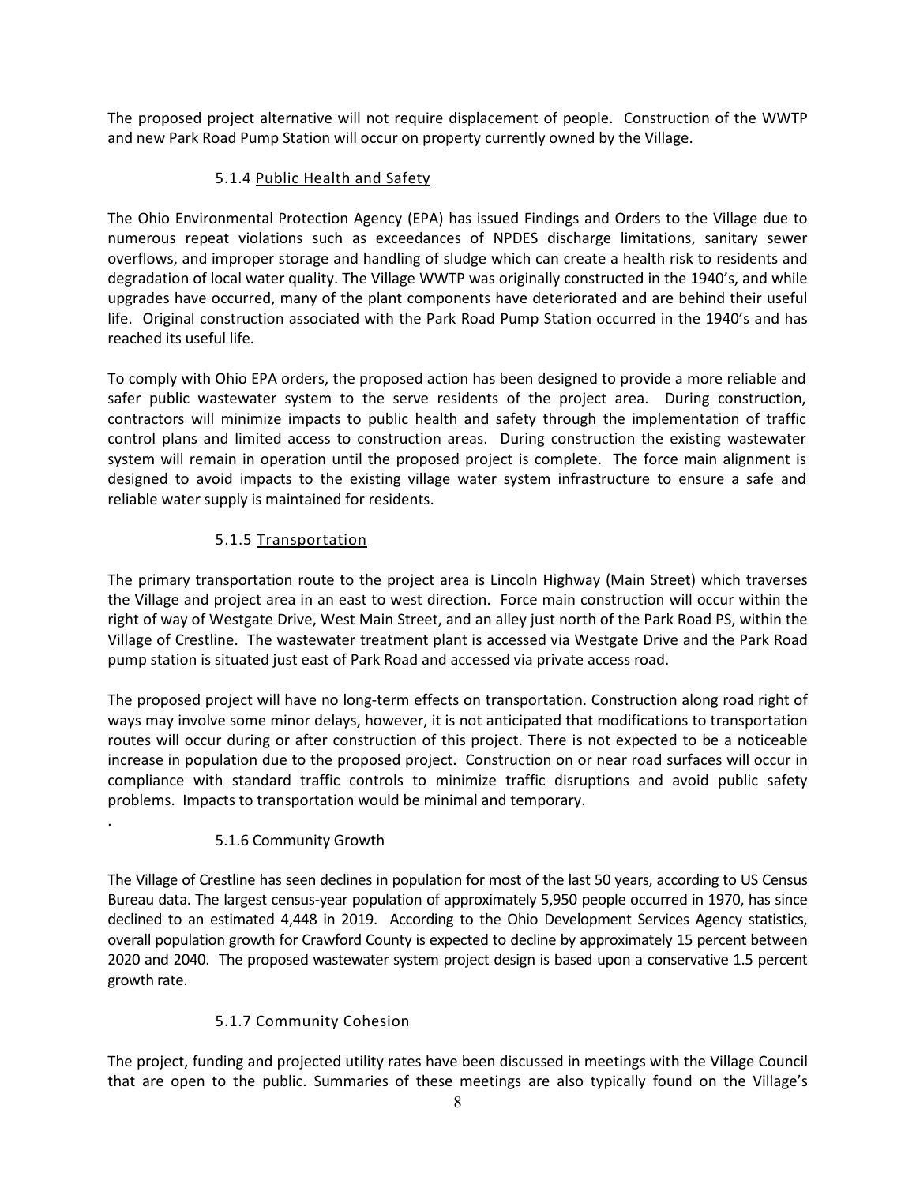The proposed project alternative will not require displacement of people. Construction of the WWTP and new Park Road Pump Station will occur on property currently owned by the Village.

### 5.1.4 <u>Public Health and Safety</u>

The Ohio Environmental Protection Agency (EPA) has issued Findings and Orders to the Village due to numerous repeat violations such as exceedances of NPDES discharge limitations, sanitary sewer overflows, and improper storage and handling of sludge which can create a health risk to residents and degradation of local water quality. The Village WWTP was originally constructed in the 1940's, and while upgrades have occurred, many of the plant components have deteriorated and are behind their useful life. Original construction associated with the Park Road Pump Station occurred in the 1940's and has reached its useful life.

To comply with Ohio EPA orders, the proposed action has been designed to provide a more reliable and safer public wastewater system to the serve residents of the project area. During construction, contractors will minimize impacts to public health and safety through the implementation of traffic control plans and limited access to construction areas. During construction the existing wastewater system will remain in operation until the proposed project is complete. The force main alignment is designed to avoid impacts to the existing village water system infrastructure to ensure a safe and reliable water supply is maintained for residents.

### 5.1.5 <u>Transportation</u>

The primary transportation route to the project area is Lincoln Highway (Main Street) which traverses the Village and project area in an east to west direction. Force main construction will occur within the right of way of Westgate Drive, West Main Street, and an alley just north of the Park Road PS, within the Village of Crestline. The wastewater treatment plant is accessed via Westgate Drive and the Park Road pump station is situated just east of Park Road and accessed via private access road.

The proposed project will have no long-term effects on transportation. Construction along road right of ways may involve some minor delays, however, it is not anticipated that modifications to transportation routes will occur during or after construction of this project. There is not expected to be a noticeable increase in population due to the proposed project. Construction on or near road surfaces will occur in compliance with standard traffic controls to minimize traffic disruptions and avoid public safety problems. Impacts to transportation would be minimal and temporary.

.

### 5.1.6 Community Growth

The Village of Crestline has seen declines in population for most of the last 50 years, according to US Census Bureau data. The largest census-year population of approximately 5,950 people occurred in 1970, has since declined to an estimated 4,448 in 2019. According to the Ohio Development Services Agency statistics, overall population growth for Crawford County is expected to decline by approximately 15 percent between 2020 and 2040. The proposed wastewater system project design is based upon a conservative 1.5 percent growth rate.

### 5.1.7 <u>Community Cohesion</u>

The project, funding and projected utility rates have been discussed in meetings with the Village Council that are open to the public. Summaries of these meetings are also typically found on the Village's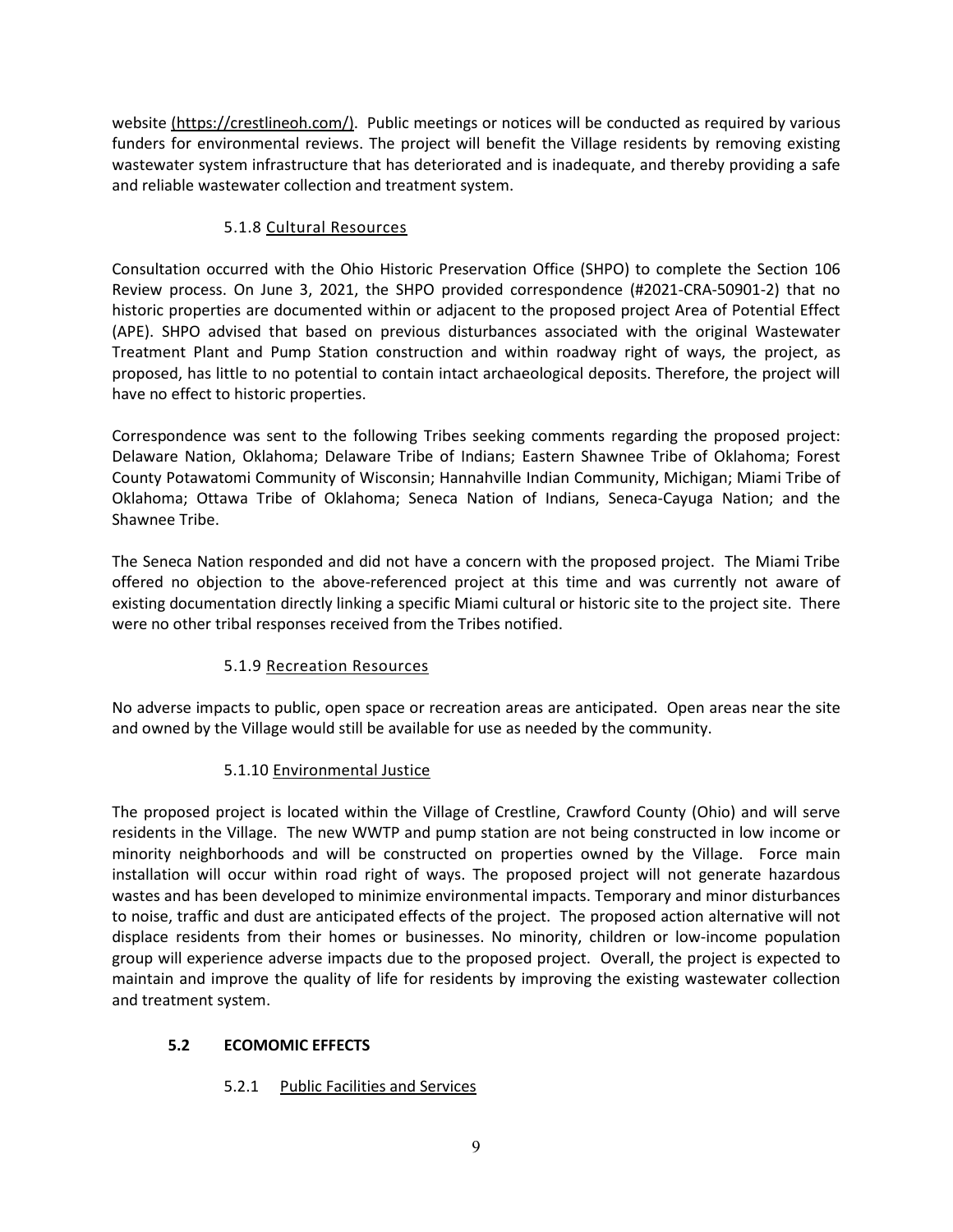website (https://crestlineoh.com/). Public meetings or notices will be conducted as required by various funders for environmental reviews. The project will benefit the Village residents by removing existing wastewater system infrastructure that has deteriorated and is inadequate, and thereby providing a safe and reliable wastewater collection and treatment system.

#### 5.1.8 Cultural Resources

Consultation occurred with the Ohio Historic Preservation Office (SHPO) to complete the Section 106 Review process. On June 3, 2021, the SHPO provided correspondence (#2021-CRA-50901-2) that no historic properties are documented within or adjacent to the proposed project Area of Potential Effect (APE). SHPO advised that based on previous disturbances associated with the original Wastewater Treatment Plant and Pump Station construction and within roadway right of ways, the project, as proposed, has little to no potential to contain intact archaeological deposits. Therefore, the project will have no effect to historic properties.

Correspondence was sent to the following Tribes seeking comments regarding the proposed project: Delaware Nation, Oklahoma; Delaware Tribe of Indians; Eastern Shawnee Tribe of Oklahoma; Forest County Potawatomi Community of Wisconsin; Hannahville Indian Community, Michigan; Miami Tribe of Oklahoma; Ottawa Tribe of Oklahoma; Seneca Nation of Indians, Seneca-Cayuga Nation; and the Shawnee Tribe.

The Seneca Nation responded and did not have a concern with the proposed project. The Miami Tribe offered no objection to the above-referenced project at this time and was currently not aware of existing documentation directly linking a specific Miami cultural or historic site to the project site. There were no other tribal responses received from the Tribes notified.

#### 5.1.9 Recreation Resources

No adverse impacts to public, open space or recreation areas are anticipated. Open areas near the site and owned by the Village would still be available for use as needed by the community.

#### 5.1.10 Environmental Justice

The proposed project is located within the Village of Crestline, Crawford County (Ohio) and will serve residents in the Village. The new WWTP and pump station are not being constructed in low income or minority neighborhoods and will be constructed on properties owned by the Village. Force main installation will occur within road right of ways. The proposed project will not generate hazardous wastes and has been developed to minimize environmental impacts. Temporary and minor disturbances to noise, traffic and dust are anticipated effects of the project. The proposed action alternative will not displace residents from their homes or businesses. No minority, children or low-income population group will experience adverse impacts due to the proposed project. Overall, the project is expected to maintain and improve the quality of life for residents by improving the existing wastewater collection and treatment system.

### 5.2 ECOMOMIC EFFECTS

#### 5.2.1 Public Facilities and Services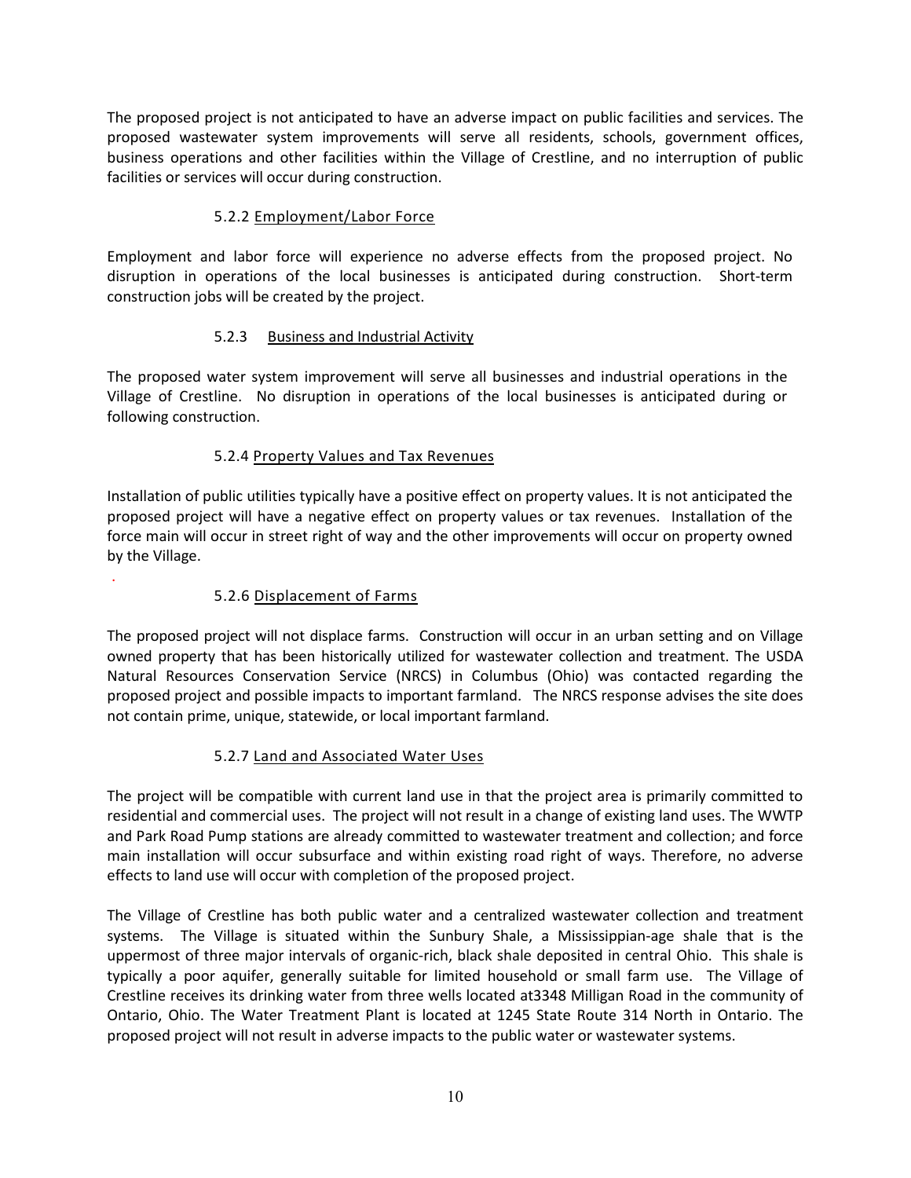The proposed project is not anticipated to have an adverse impact on public facilities and services. The proposed wastewater system improvements will serve all residents, schools, government offices, business operations and other facilities within the Village of Crestline, and no interruption of public facilities or services will occur during construction.

#### 5.2.2 Employment/Labor Force

Employment and labor force will experience no adverse effects from the proposed project. No disruption in operations of the local businesses is anticipated during construction. Short-term construction jobs will be created by the project.

#### 5.2.3 Business and Industrial Activity

The proposed water system improvement will serve all businesses and industrial operations in the Village of Crestline. No disruption in operations of the local businesses is anticipated during or following construction.

#### 5.2.4 Property Values and Tax Revenues

Installation of public utilities typically have a positive effect on property values. It is not anticipated the proposed project will have a negative effect on property values or tax revenues. Installation of the force main will occur in street right of way and the other improvements will occur on property owned by the Village.

.

#### 5.2.6 Displacement of Farms

The proposed project will not displace farms. Construction will occur in an urban setting and on Village owned property that has been historically utilized for wastewater collection and treatment. The USDA Natural Resources Conservation Service (NRCS) in Columbus (Ohio) was contacted regarding the proposed project and possible impacts to important farmland. The NRCS response advises the site does not contain prime, unique, statewide, or local important farmland.

#### 5.2.7 Land and Associated Water Uses

The project will be compatible with current land use in that the project area is primarily committed to residential and commercial uses. The project will not result in a change of existing land uses. The WWTP and Park Road Pump stations are already committed to wastewater treatment and collection; and force main installation will occur subsurface and within existing road right of ways. Therefore, no adverse effects to land use will occur with completion of the proposed project.

The Village of Crestline has both public water and a centralized wastewater collection and treatment systems. The Village is situated within the Sunbury Shale, a Mississippian-age shale that is the uppermost of three major intervals of organic-rich, black shale deposited in central Ohio. This shale is typically a poor aquifer, generally suitable for limited household or small farm use. The Village of Crestline receives its drinking water from three wells located at3348 Milligan Road in the community of Ontario, Ohio. The Water Treatment Plant is located at 1245 State Route 314 North in Ontario. The proposed project will not result in adverse impacts to the public water or wastewater systems.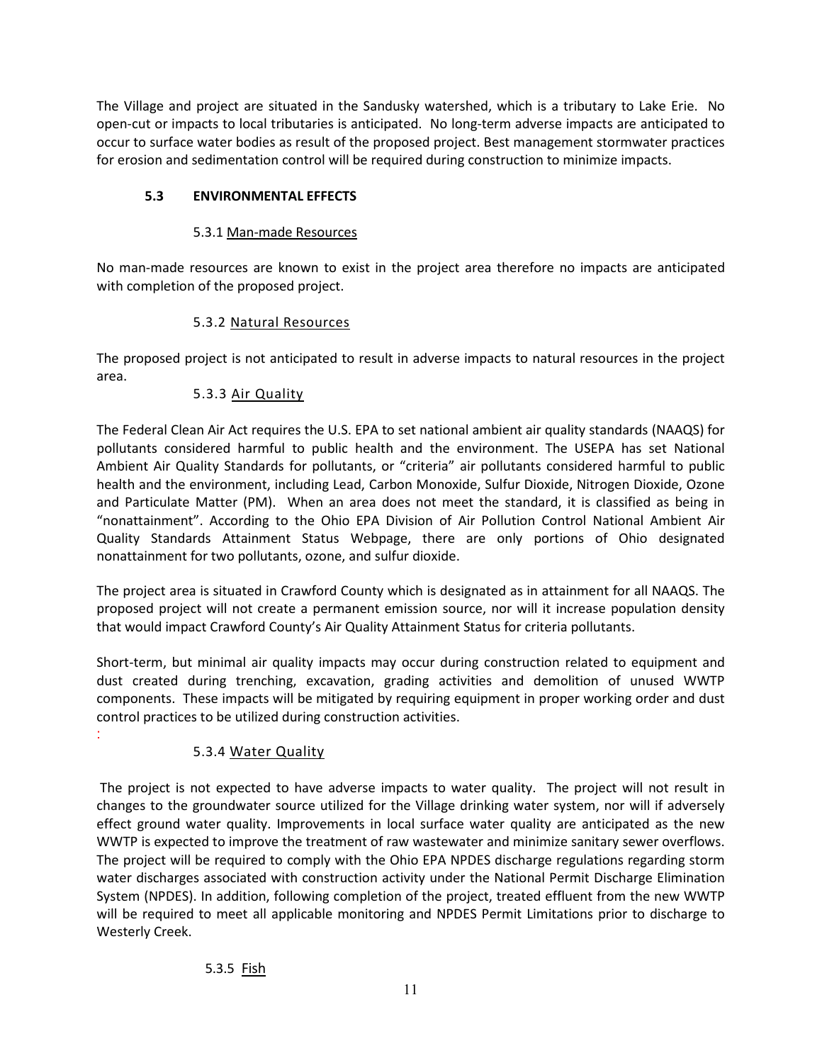The Village and project are situated in the Sandusky watershed, which is a tributary to Lake Erie. No open-cut or impacts to local tributaries is anticipated. No long-term adverse impacts are anticipated to occur to surface water bodies as result of the proposed project. Best management stormwater practices for erosion and sedimentation control will be required during construction to minimize impacts.

### 5.3 ENVIRONMENTAL EFFECTS

#### 5.3.1 Man-made Resources

No man-made resources are known to exist in the project area therefore no impacts are anticipated with completion of the proposed project.

#### 5.3.2 Natural Resources

The proposed project is not anticipated to result in adverse impacts to natural resources in the project area.

#### 5.3.3 Air Quality

The Federal Clean Air Act requires the U.S. EPA to set national ambient air quality standards (NAAQS) for pollutants considered harmful to public health and the environment. The USEPA has set National Ambient Air Quality Standards for pollutants, or "criteria" air pollutants considered harmful to public health and the environment, including Lead, Carbon Monoxide, Sulfur Dioxide, Nitrogen Dioxide, Ozone and Particulate Matter (PM). When an area does not meet the standard, it is classified as being in "nonattainment". According to the Ohio EPA Division of Air Pollution Control National Ambient Air Quality Standards Attainment Status Webpage, there are only portions of Ohio designated nonattainment for two pollutants, ozone, and sulfur dioxide.

The project area is situated in Crawford County which is designated as in attainment for all NAAQS. The proposed project will not create a permanent emission source, nor will it increase population density that would impact Crawford County's Air Quality Attainment Status for criteria pollutants.

Short-term, but minimal air quality impacts may occur during construction related to equipment and dust created during trenching, excavation, grading activities and demolition of unused WWTP components. These impacts will be mitigated by requiring equipment in proper working order and dust control practices to be utilized during construction activities.

:

#### 5.3.4 Water Quality

The project is not expected to have adverse impacts to water quality. The project will not result in changes to the groundwater source utilized for the Village drinking water system, nor will if adversely effect ground water quality. Improvements in local surface water quality are anticipated as the new WWTP is expected to improve the treatment of raw wastewater and minimize sanitary sewer overflows. The project will be required to comply with the Ohio EPA NPDES discharge regulations regarding storm water discharges associated with construction activity under the National Permit Discharge Elimination System (NPDES). In addition, following completion of the project, treated effluent from the new WWTP will be required to meet all applicable monitoring and NPDES Permit Limitations prior to discharge to Westerly Creek.

#### 5.3.5 Fish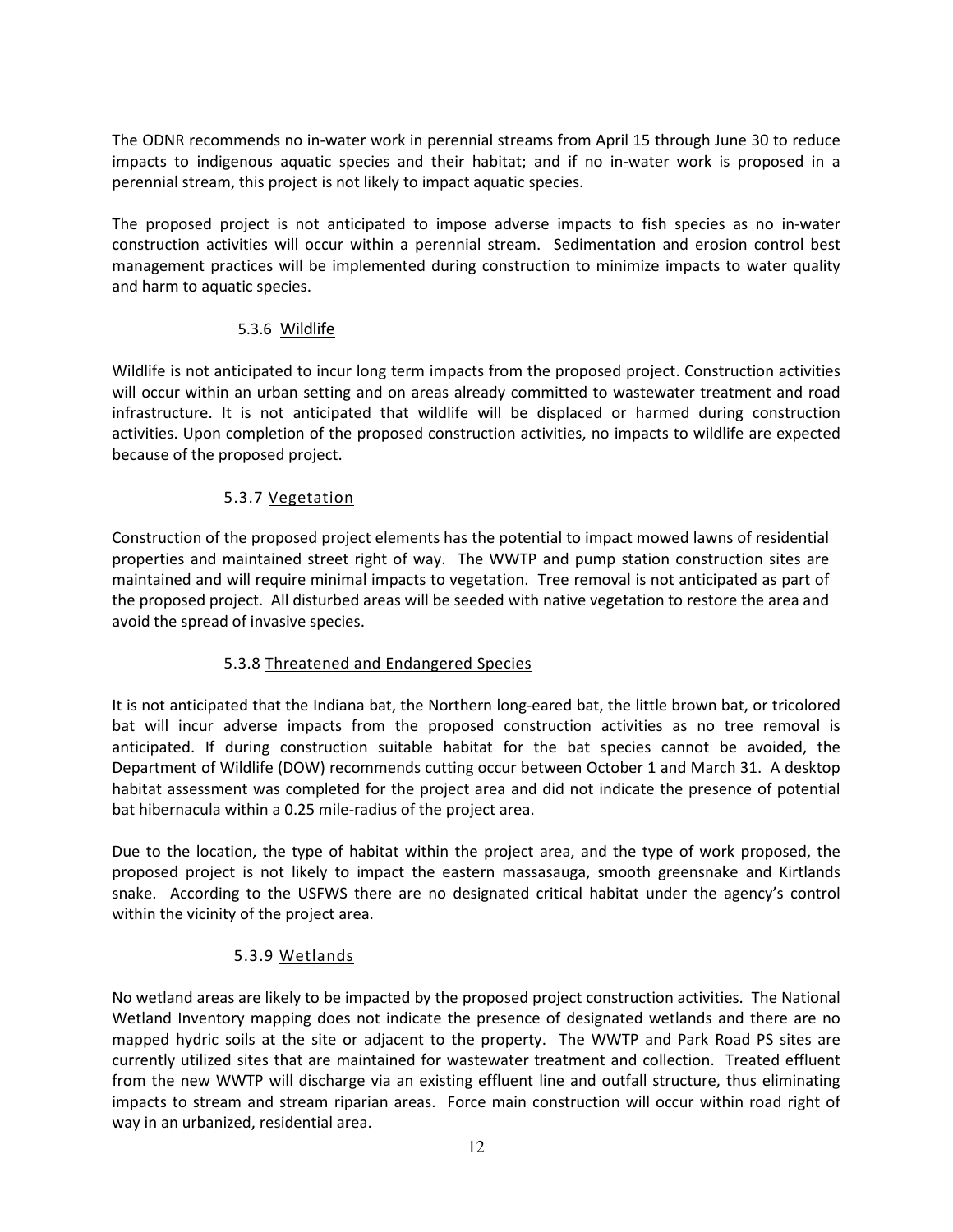The ODNR recommends no in-water work in perennial streams from April 15 through June 30 to reduce impacts to indigenous aquatic species and their habitat; and if no in-water work is proposed in a perennial stream, this project is not likely to impact aquatic species.

The proposed project is not anticipated to impose adverse impacts to fish species as no in-water construction activities will occur within a perennial stream. Sedimentation and erosion control best management practices will be implemented during construction to minimize impacts to water quality and harm to aquatic species.

#### 5.3.6 Wildlife

Wildlife is not anticipated to incur long term impacts from the proposed project. Construction activities will occur within an urban setting and on areas already committed to wastewater treatment and road infrastructure. It is not anticipated that wildlife will be displaced or harmed during construction activities. Upon completion of the proposed construction activities, no impacts to wildlife are expected because of the proposed project.

#### 5.3.7 Vegetation

Construction of the proposed project elements has the potential to impact mowed lawns of residential properties and maintained street right of way. The WWTP and pump station construction sites are maintained and will require minimal impacts to vegetation. Tree removal is not anticipated as part of the proposed project. All disturbed areas will be seeded with native vegetation to restore the area and avoid the spread of invasive species.

#### 5.3.8 Threatened and Endangered Species

It is not anticipated that the Indiana bat, the Northern long-eared bat, the little brown bat, or tricolored bat will incur adverse impacts from the proposed construction activities as no tree removal is anticipated. If during construction suitable habitat for the bat species cannot be avoided, the Department of Wildlife (DOW) recommends cutting occur between October 1 and March 31. A desktop habitat assessment was completed for the project area and did not indicate the presence of potential bat hibernacula within a 0.25 mile-radius of the project area.

Due to the location, the type of habitat within the project area, and the type of work proposed, the proposed project is not likely to impact the eastern massasauga, smooth greensnake and Kirtlands snake. According to the USFWS there are no designated critical habitat under the agency's control within the vicinity of the project area.

#### 5.3.9 Wetlands

No wetland areas are likely to be impacted by the proposed project construction activities. The National Wetland Inventory mapping does not indicate the presence of designated wetlands and there are no mapped hydric soils at the site or adjacent to the property. The WWTP and Park Road PS sites are currently utilized sites that are maintained for wastewater treatment and collection. Treated effluent from the new WWTP will discharge via an existing effluent line and outfall structure, thus eliminating impacts to stream and stream riparian areas. Force main construction will occur within road right of way in an urbanized, residential area.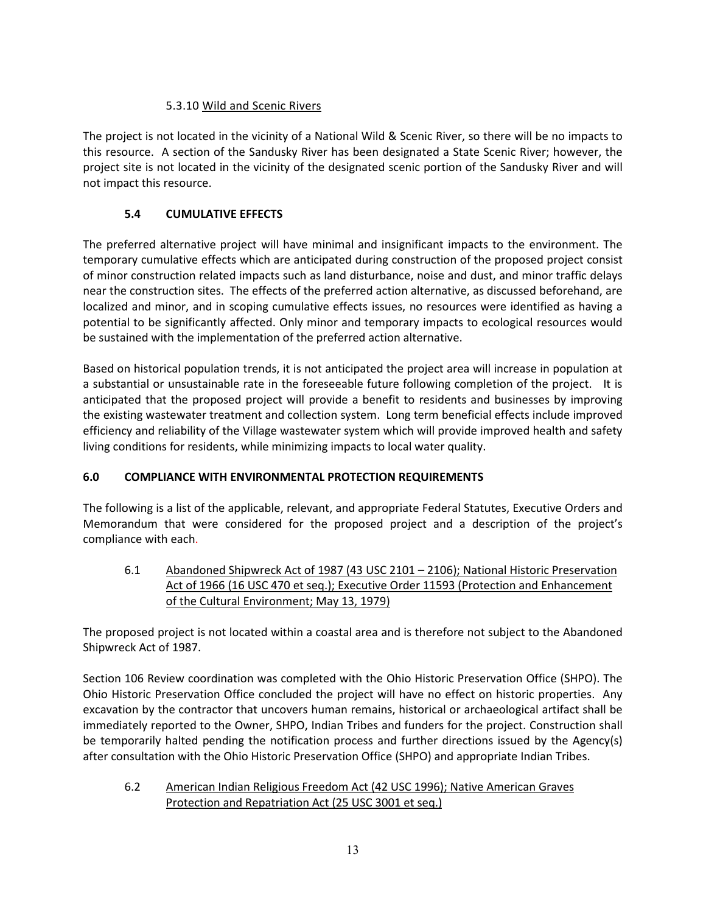#### 5.3.10 Wild and Scenic Rivers

The project is not located in the vicinity of a National Wild & Scenic River, so there will be no impacts to this resource. A section of the Sandusky River has been designated a State Scenic River; however, the project site is not located in the vicinity of the designated scenic portion of the Sandusky River and will not impact this resource.

### 5.4 CUMULATIVE EFFECTS

The preferred alternative project will have minimal and insignificant impacts to the environment. The temporary cumulative effects which are anticipated during construction of the proposed project consist of minor construction related impacts such as land disturbance, noise and dust, and minor traffic delays near the construction sites. The effects of the preferred action alternative, as discussed beforehand, are localized and minor, and in scoping cumulative effects issues, no resources were identified as having a potential to be significantly affected. Only minor and temporary impacts to ecological resources would be sustained with the implementation of the preferred action alternative.

Based on historical population trends, it is not anticipated the project area will increase in population at a substantial or unsustainable rate in the foreseeable future following completion of the project. It is anticipated that the proposed project will provide a benefit to residents and businesses by improving the existing wastewater treatment and collection system. Long term beneficial effects include improved efficiency and reliability of the Village wastewater system which will provide improved health and safety living conditions for residents, while minimizing impacts to local water quality.

## 6.0 COMPLIANCE WITH ENVIRONMENTAL PROTECTION REQUIREMENTS

The following is a list of the applicable, relevant, and appropriate Federal Statutes, Executive Orders and Memorandum that were considered for the proposed project and a description of the project's compliance with each.

### 6.1 Abandoned Shipwreck Act of 1987 (43 USC 2101 – 2106); National Historic Preservation Act of 1966 (16 USC 470 et seq.); Executive Order 11593 (Protection and Enhancement of the Cultural Environment; May 13, 1979)

The proposed project is not located within a coastal area and is therefore not subject to the Abandoned Shipwreck Act of 1987.

Section 106 Review coordination was completed with the Ohio Historic Preservation Office (SHPO). The Ohio Historic Preservation Office concluded the project will have no effect on historic properties. Any excavation by the contractor that uncovers human remains, historical or archaeological artifact shall be immediately reported to the Owner, SHPO, Indian Tribes and funders for the project. Construction shall be temporarily halted pending the notification process and further directions issued by the Agency(s) after consultation with the Ohio Historic Preservation Office (SHPO) and appropriate Indian Tribes.

### 6.2 American Indian Religious Freedom Act (42 USC 1996); Native American Graves Protection and Repatriation Act (25 USC 3001 et seq.)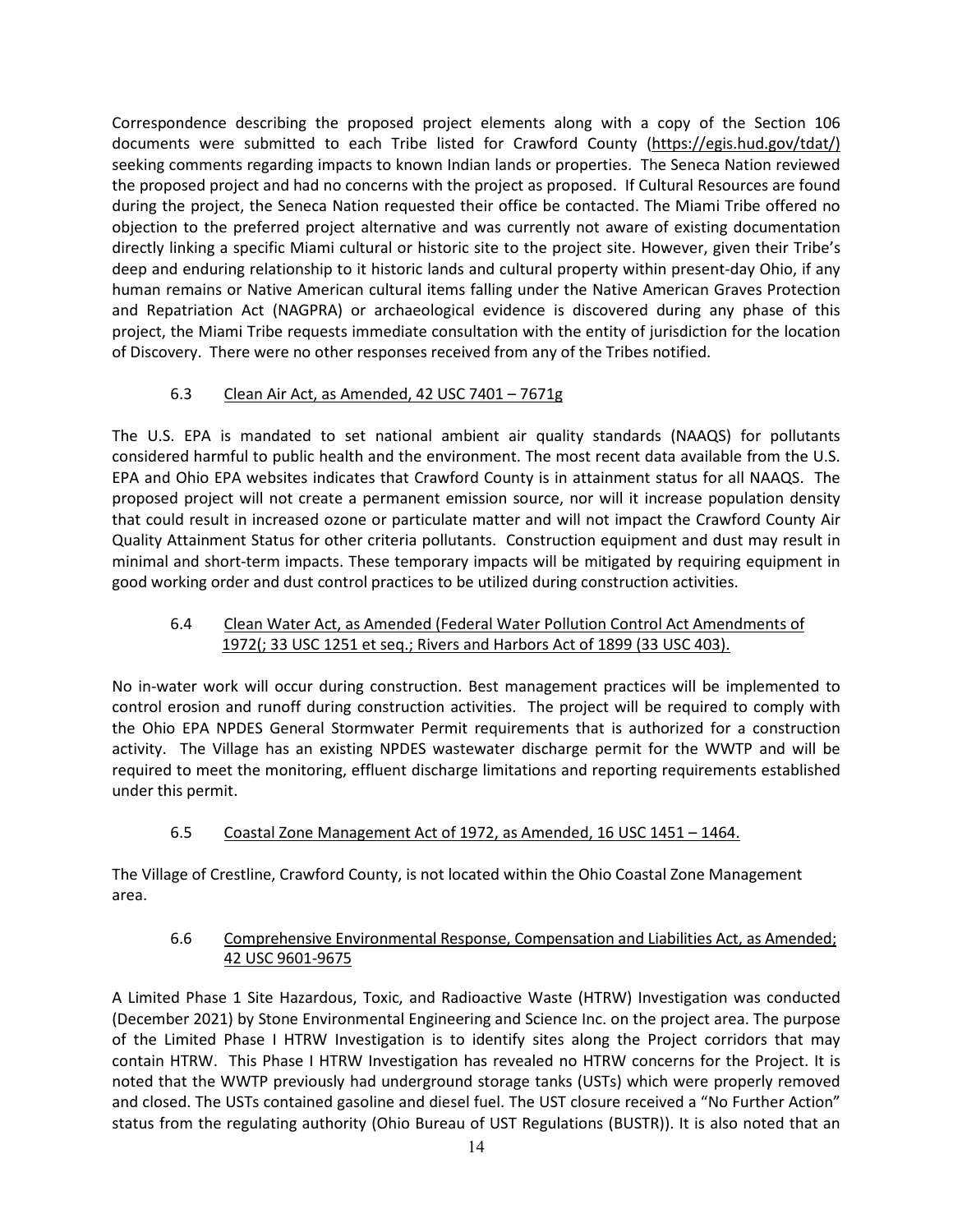Correspondence describing the proposed project elements along with a copy of the Section 106 documents were submitted to each Tribe listed for Crawford County (https://egis.hud.gov/tdat/) seeking comments regarding impacts to known Indian lands or properties. The Seneca Nation reviewed the proposed project and had no concerns with the project as proposed. If Cultural Resources are found during the project, the Seneca Nation requested their office be contacted. The Miami Tribe offered no objection to the preferred project alternative and was currently not aware of existing documentation directly linking a specific Miami cultural or historic site to the project site. However, given their Tribe's deep and enduring relationship to it historic lands and cultural property within present-day Ohio, if any human remains or Native American cultural items falling under the Native American Graves Protection and Repatriation Act (NAGPRA) or archaeological evidence is discovered during any phase of this project, the Miami Tribe requests immediate consultation with the entity of jurisdiction for the location of Discovery. There were no other responses received from any of the Tribes notified.

### 6.3 Clean Air Act, as Amended, 42 USC 7401 – 7671g

The U.S. EPA is mandated to set national ambient air quality standards (NAAQS) for pollutants considered harmful to public health and the environment. The most recent data available from the U.S. EPA and Ohio EPA websites indicates that Crawford County is in attainment status for all NAAQS. The proposed project will not create a permanent emission source, nor will it increase population density that could result in increased ozone or particulate matter and will not impact the Crawford County Air Quality Attainment Status for other criteria pollutants. Construction equipment and dust may result in minimal and short-term impacts. These temporary impacts will be mitigated by requiring equipment in good working order and dust control practices to be utilized during construction activities.

### 6.4 Clean Water Act, as Amended (Federal Water Pollution Control Act Amendments of 1972(; 33 USC 1251 et seq.; Rivers and Harbors Act of 1899 (33 USC 403).

No in-water work will occur during construction. Best management practices will be implemented to control erosion and runoff during construction activities. The project will be required to comply with the Ohio EPA NPDES General Stormwater Permit requirements that is authorized for a construction activity. The Village has an existing NPDES wastewater discharge permit for the WWTP and will be required to meet the monitoring, effluent discharge limitations and reporting requirements established under this permit.

### 6.5 Coastal Zone Management Act of 1972, as Amended, 16 USC 1451 – 1464.

The Village of Crestline, Crawford County, is not located within the Ohio Coastal Zone Management area.

### 6.6 Comprehensive Environmental Response, Compensation and Liabilities Act, as Amended; 42 USC 9601-9675

A Limited Phase 1 Site Hazardous, Toxic, and Radioactive Waste (HTRW) Investigation was conducted (December 2021) by Stone Environmental Engineering and Science Inc. on the project area. The purpose of the Limited Phase I HTRW Investigation is to identify sites along the Project corridors that may contain HTRW. This Phase I HTRW Investigation has revealed no HTRW concerns for the Project. It is noted that the WWTP previously had underground storage tanks (USTs) which were properly removed and closed. The USTs contained gasoline and diesel fuel. The UST closure received a "No Further Action" status from the regulating authority (Ohio Bureau of UST Regulations (BUSTR)). It is also noted that an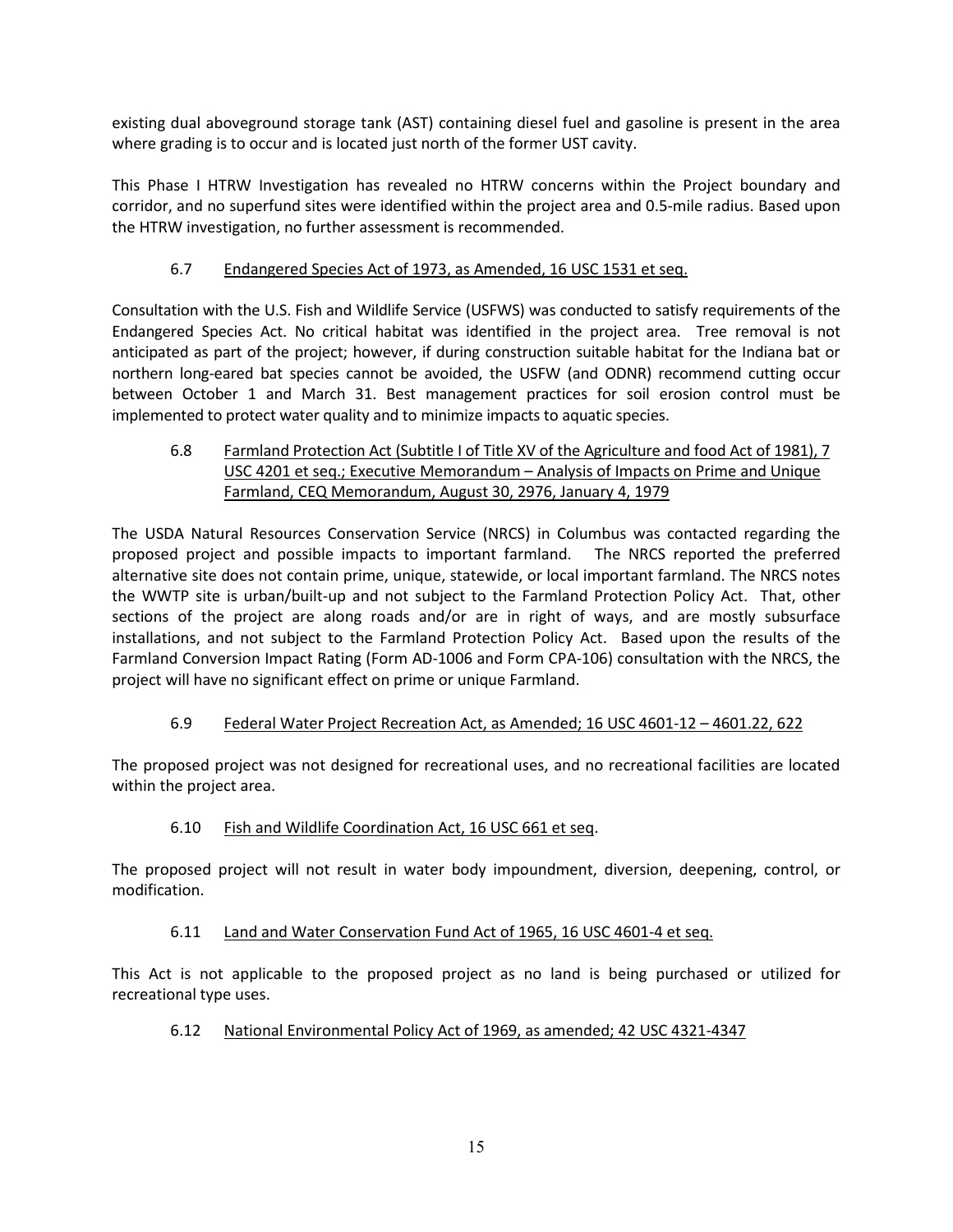existing dual aboveground storage tank (AST) containing diesel fuel and gasoline is present in the area where grading is to occur and is located just north of the former UST cavity.

This Phase I HTRW Investigation has revealed no HTRW concerns within the Project boundary and corridor, and no superfund sites were identified within the project area and 0.5-mile radius. Based upon the HTRW investigation, no further assessment is recommended.

### 6.7 Endangered Species Act of 1973, as Amended, 16 USC 1531 et seq.

Consultation with the U.S. Fish and Wildlife Service (USFWS) was conducted to satisfy requirements of the Endangered Species Act. No critical habitat was identified in the project area. Tree removal is not anticipated as part of the project; however, if during construction suitable habitat for the Indiana bat or northern long-eared bat species cannot be avoided, the USFW (and ODNR) recommend cutting occur between October 1 and March 31. Best management practices for soil erosion control must be implemented to protect water quality and to minimize impacts to aquatic species.

### 6.8 Farmland Protection Act (Subtitle I of Title XV of the Agriculture and food Act of 1981), 7 USC 4201 et seq.; Executive Memorandum – Analysis of Impacts on Prime and Unique Farmland, CEQ Memorandum, August 30, 2976, January 4, 1979

The USDA Natural Resources Conservation Service (NRCS) in Columbus was contacted regarding the proposed project and possible impacts to important farmland. The NRCS reported the preferred alternative site does not contain prime, unique, statewide, or local important farmland. The NRCS notes the WWTP site is urban/built-up and not subject to the Farmland Protection Policy Act. That, other sections of the project are along roads and/or are in right of ways, and are mostly subsurface installations, and not subject to the Farmland Protection Policy Act. Based upon the results of the Farmland Conversion Impact Rating (Form AD-1006 and Form CPA-106) consultation with the NRCS, the project will have no significant effect on prime or unique Farmland.

### 6.9 Federal Water Project Recreation Act, as Amended; 16 USC 4601-12 – 4601.22, 622

The proposed project was not designed for recreational uses, and no recreational facilities are located within the project area.

### 6.10 Fish and Wildlife Coordination Act, 16 USC 661 et seq.

The proposed project will not result in water body impoundment, diversion, deepening, control, or modification.

### 6.11 Land and Water Conservation Fund Act of 1965, 16 USC 4601-4 et seq.

This Act is not applicable to the proposed project as no land is being purchased or utilized for recreational type uses.

### 6.12 National Environmental Policy Act of 1969, as amended; 42 USC 4321-4347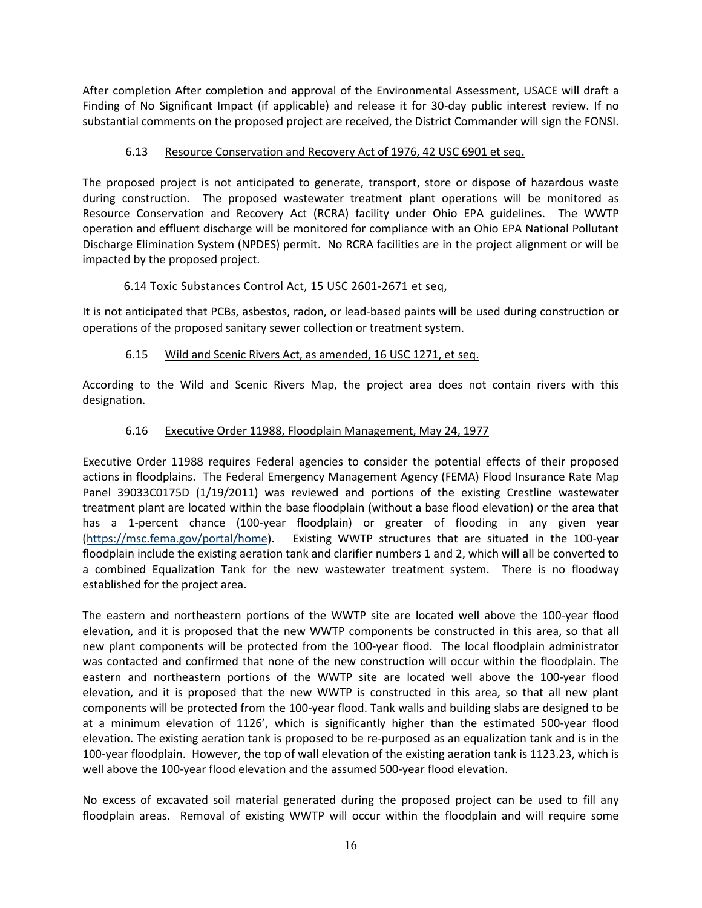After completion After completion and approval of the Environmental Assessment, USACE will draft a Finding of No Significant Impact (if applicable) and release it for 30-day public interest review. If no substantial comments on the proposed project are received, the District Commander will sign the FONSI.

### 6.13 Resource Conservation and Recovery Act of 1976, 42 USC 6901 et seq.

The proposed project is not anticipated to generate, transport, store or dispose of hazardous waste during construction. The proposed wastewater treatment plant operations will be monitored as Resource Conservation and Recovery Act (RCRA) facility under Ohio EPA guidelines. The WWTP operation and effluent discharge will be monitored for compliance with an Ohio EPA National Pollutant Discharge Elimination System (NPDES) permit. No RCRA facilities are in the project alignment or will be impacted by the proposed project.

### 6.14 Toxic Substances Control Act, 15 USC 2601-2671 et seq,

It is not anticipated that PCBs, asbestos, radon, or lead-based paints will be used during construction or operations of the proposed sanitary sewer collection or treatment system.

### 6.15 Wild and Scenic Rivers Act, as amended, 16 USC 1271, et seq.

According to the Wild and Scenic Rivers Map, the project area does not contain rivers with this designation.

### 6.16 Executive Order 11988, Floodplain Management, May 24, 1977

Executive Order 11988 requires Federal agencies to consider the potential effects of their proposed actions in floodplains. The Federal Emergency Management Agency (FEMA) Flood Insurance Rate Map Panel 39033C0175D (1/19/2011) was reviewed and portions of the existing Crestline wastewater treatment plant are located within the base floodplain (without a base flood elevation) or the area that has a 1-percent chance (100-year floodplain) or greater of flooding in any given year (https://msc.fema.gov/portal/home). Existing WWTP structures that are situated in the 100-year floodplain include the existing aeration tank and clarifier numbers 1 and 2, which will all be converted to a combined Equalization Tank for the new wastewater treatment system. There is no floodway established for the project area.

The eastern and northeastern portions of the WWTP site are located well above the 100-year flood elevation, and it is proposed that the new WWTP components be constructed in this area, so that all new plant components will be protected from the 100-year flood. The local floodplain administrator was contacted and confirmed that none of the new construction will occur within the floodplain. The eastern and northeastern portions of the WWTP site are located well above the 100-year flood elevation, and it is proposed that the new WWTP is constructed in this area, so that all new plant components will be protected from the 100-year flood. Tank walls and building slabs are designed to be at a minimum elevation of 1126', which is significantly higher than the estimated 500-year flood elevation. The existing aeration tank is proposed to be re-purposed as an equalization tank and is in the 100-year floodplain. However, the top of wall elevation of the existing aeration tank is 1123.23, which is well above the 100-year flood elevation and the assumed 500-year flood elevation.

No excess of excavated soil material generated during the proposed project can be used to fill any floodplain areas. Removal of existing WWTP will occur within the floodplain and will require some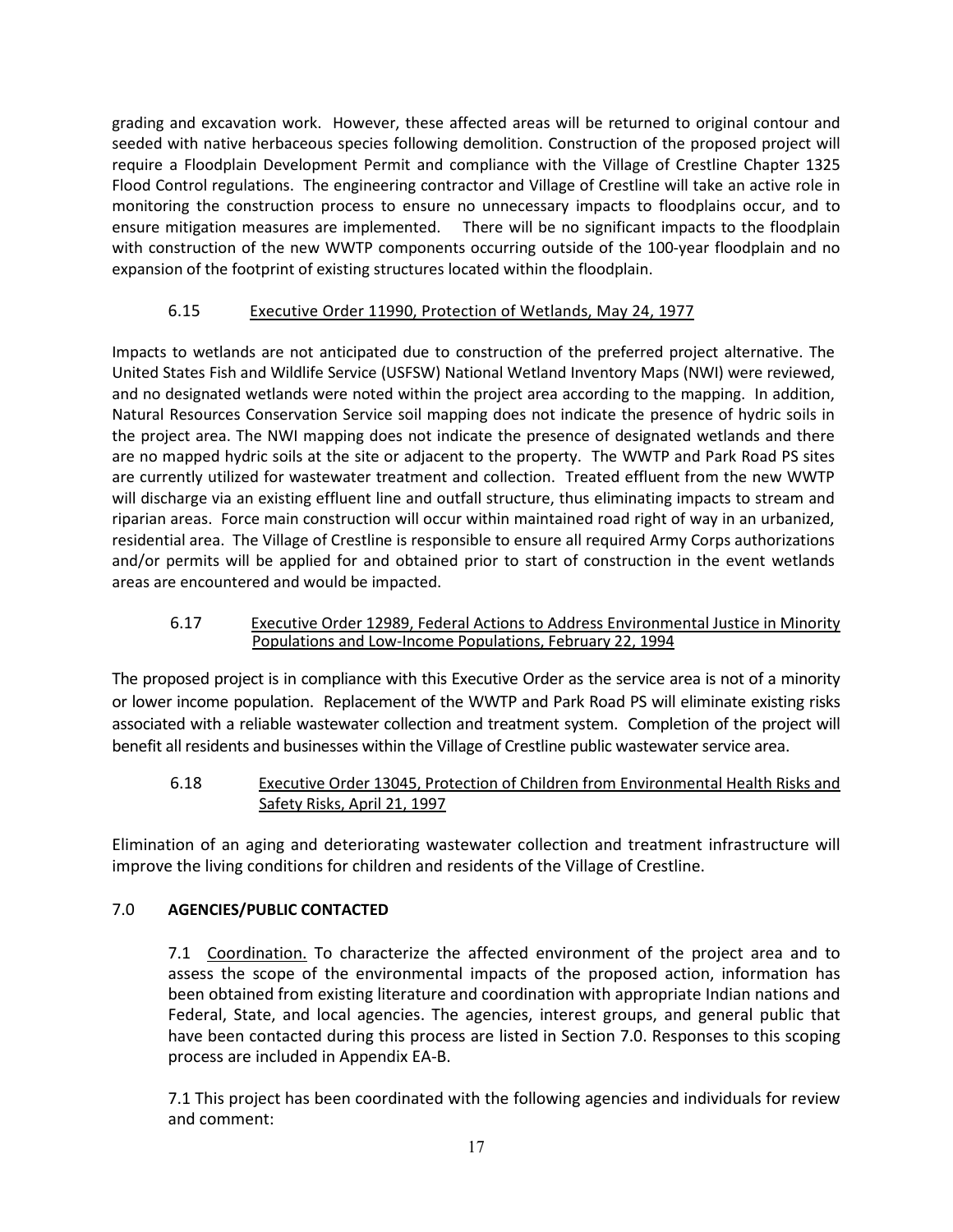grading and excavation work. However, these affected areas will be returned to original contour and seeded with native herbaceous species following demolition. Construction of the proposed project will require a Floodplain Development Permit and compliance with the Village of Crestline Chapter 1325 Flood Control regulations. The engineering contractor and Village of Crestline will take an active role in monitoring the construction process to ensure no unnecessary impacts to floodplains occur, and to ensure mitigation measures are implemented. There will be no significant impacts to the floodplain with construction of the new WWTP components occurring outside of the 100-year floodplain and no expansion of the footprint of existing structures located within the floodplain.

### 6.15 Executive Order 11990, Protection of Wetlands, May 24, 1977

Impacts to wetlands are not anticipated due to construction of the preferred project alternative. The United States Fish and Wildlife Service (USFSW) National Wetland Inventory Maps (NWI) were reviewed, and no designated wetlands were noted within the project area according to the mapping. In addition, Natural Resources Conservation Service soil mapping does not indicate the presence of hydric soils in the project area. The NWI mapping does not indicate the presence of designated wetlands and there are no mapped hydric soils at the site or adjacent to the property. The WWTP and Park Road PS sites are currently utilized for wastewater treatment and collection. Treated effluent from the new WWTP will discharge via an existing effluent line and outfall structure, thus eliminating impacts to stream and riparian areas. Force main construction will occur within maintained road right of way in an urbanized, residential area. The Village of Crestline is responsible to ensure all required Army Corps authorizations and/or permits will be applied for and obtained prior to start of construction in the event wetlands areas are encountered and would be impacted.

### 6.17 Executive Order 12989, Federal Actions to Address Environmental Justice in Minority Populations and Low-Income Populations, February 22, 1994

The proposed project is in compliance with this Executive Order as the service area is not of a minority or lower income population. Replacement of the WWTP and Park Road PS will eliminate existing risks associated with a reliable wastewater collection and treatment system. Completion of the project will benefit all residents and businesses within the Village of Crestline public wastewater service area.

### 6.18 Executive Order 13045, Protection of Children from Environmental Health Risks and Safety Risks, April 21, 1997

Elimination of an aging and deteriorating wastewater collection and treatment infrastructure will improve the living conditions for children and residents of the Village of Crestline.

## 7.0 AGENCIES/PUBLIC CONTACTED

7.1 Coordination. To characterize the affected environment of the project area and to assess the scope of the environmental impacts of the proposed action, information has been obtained from existing literature and coordination with appropriate Indian nations and Federal, State, and local agencies. The agencies, interest groups, and general public that have been contacted during this process are listed in Section 7.0. Responses to this scoping process are included in Appendix EA-B.

7.1 This project has been coordinated with the following agencies and individuals for review and comment: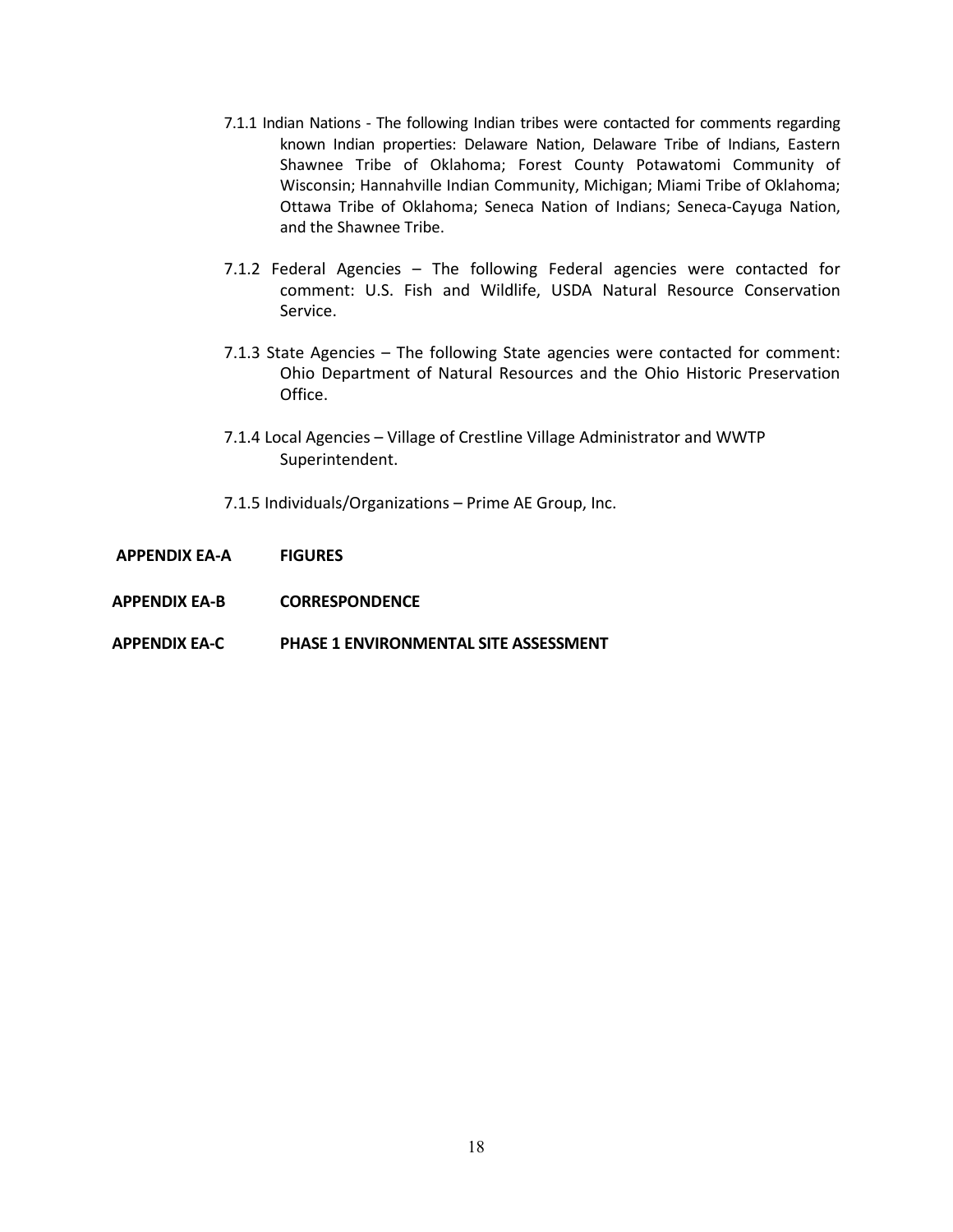7.1.1 Indian Nations - The following Indian tribes were contacted for comments regarding known Indian properties: Delaware Nation, Delaware Tribe of Indians, Eastern Shawnee Tribe of Oklahoma; Forest County Potawatomi Community of Wisconsin; Hannahville Indian Community, Michigan; Miami Tribe of Oklahoma; Ottawa Tribe of Oklahoma; Seneca Nation of Indians; Seneca-Cayuga Nation, and the Shawnee Tribe.

7.1.2 Federal Agencies – The following Federal agencies were contacted for comment: U.S. Fish and Wildlife, USDA Natural Resource Conservation Service.

7.1.3 State Agencies – The following State agencies were contacted for comment: Ohio Department of Natural Resources and the Ohio Historic Preservation Office.

7.1.4 Local Agencies – Village of Crestline Village Administrator and WWTP Superintendent.

7.1.5 Individuals/Organizations – Prime AE Group, Inc.

**APPENDIX EA-A FIGURES**

**APPENDIX EA-B CORRESPONDENCE**

**APPENDIX EA-C PHASE 1 ENVIRONMENTAL SITE ASSESSMENT**